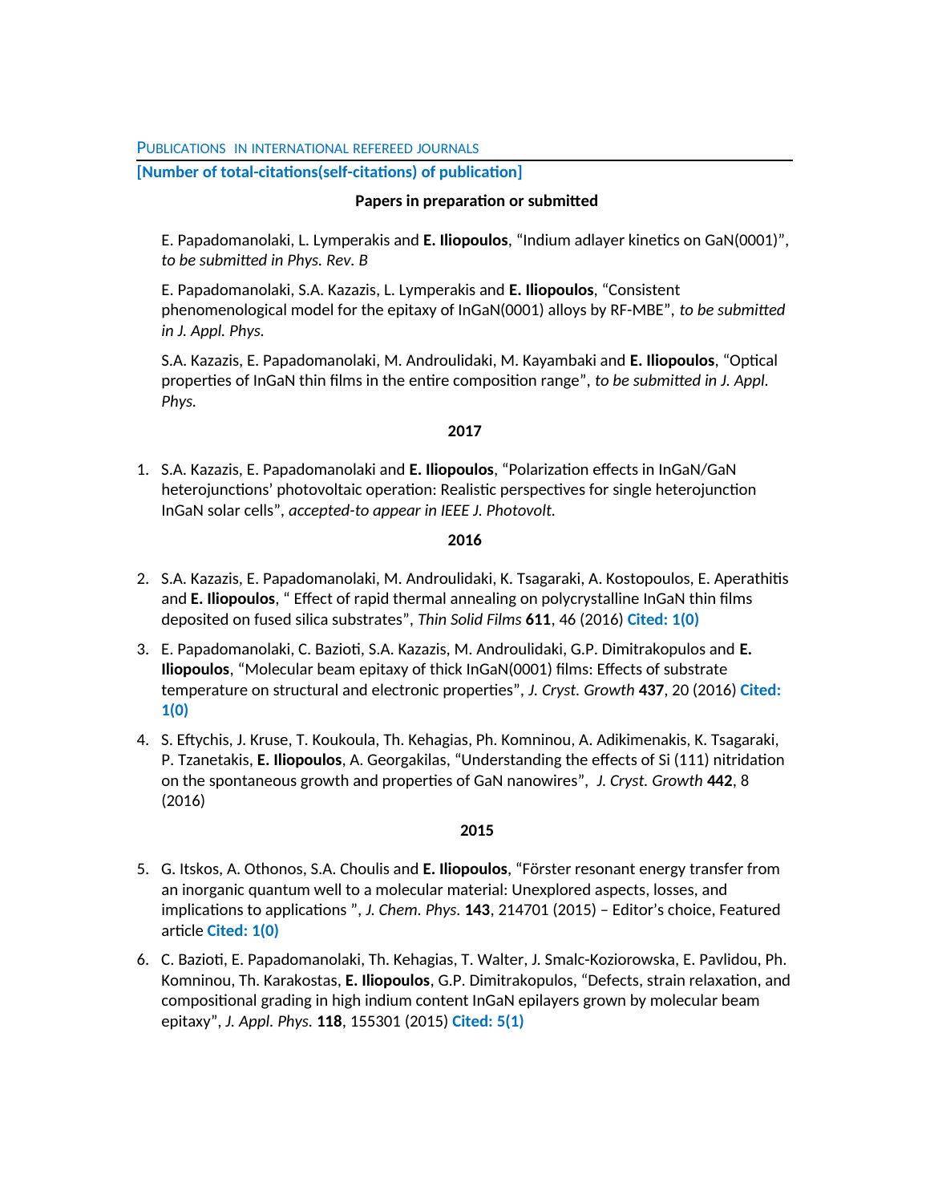## PUBLICATIONS IN INTERNATIONAL REFEREED JOURNALS

**[Number of total-citations(self-citations) of publication]**

### Papers in preparation or submitted

E. Papadomanolaki, L. Lymperakis and **E. Iliopoulos**, "Indium adlayer kinetics on GaN(0001)", *to be submitted in Phys. Rev. B*

E. Papadomanolaki, S.A. Kazazis, L. Lymperakis and **E. Iliopoulos**, "Consistent phenomenological model for the epitaxy of InGaN(0001) alloys by RF-MBE", *to be submitted in J. Appl. Phys.*

S.A. Kazazis, E. Papadomanolaki, M. Androulidaki, M. Kayambaki and **E. Iliopoulos**, "Optical properties of InGaN thin films in the entire composition range", *to be submitted in J. Appl. Phys.*

### 2017

1. S.A. Kazazis, E. Papadomanolaki and **E. Iliopoulos**, "Polarization effects in InGaN/GaN heterojunctions' photovoltaic operation: Realistic perspectives for single heterojunction InGaN solar cells", *accepted-to appear in IEEE J. Photovolt.*

### 2016

2. S.A. Kazazis, E. Papadomanolaki, M. Androulidaki, K. Tsagaraki, A. Kostopoulos, E. Aperathitis and **E. Iliopoulos**, " Effect of rapid thermal annealing on polycrystalline InGaN thin films deposited on fused silica substrates", *Thin Solid Films* **611**, 46 (2016) **Cited: 1(0)**
3. E. Papadomanolaki, C. Bazioti, S.A. Kazazis, M. Androulidaki, G.P. Dimitrakopulos and **E. Iliopoulos**, "Molecular beam epitaxy of thick InGaN(0001) films: Effects of substrate temperature on structural and electronic properties", *J. Cryst. Growth* **437**, 20 (2016) **Cited: 1(0)**
4. S. Eftychis, J. Kruse, T. Koukoula, Th. Kehagias, Ph. Komninou, A. Adikimenakis, K. Tsagaraki, P. Tzanetakis, **E. Iliopoulos**, A. Georgakilas, "Understanding the effects of Si (111) nitridation on the spontaneous growth and properties of GaN nanowires", *J. Cryst. Growth* **442**, 8 (2016)

### 2015

5. G. Itskos, A. Othonos, S.A. Choulis and **E. Iliopoulos**, "Förster resonant energy transfer from an inorganic quantum well to a molecular material: Unexplored aspects, losses, and implications to applications ", *J. Chem. Phys.* **143**, 214701 (2015) – Editor's choice, Featured article **Cited: 1(0)**
6. C. Bazioti, E. Papadomanolaki, Th. Kehagias, T. Walter, J. Smalc-Koziorowska, E. Pavlidou, Ph. Komninou, Th. Karakostas, **E. Iliopoulos**, G.P. Dimitrakopulos, "Defects, strain relaxation, and compositional grading in high indium content InGaN epilayers grown by molecular beam epitaxy", *J. Appl. Phys.* **118**, 155301 (2015) **Cited: 5(1)**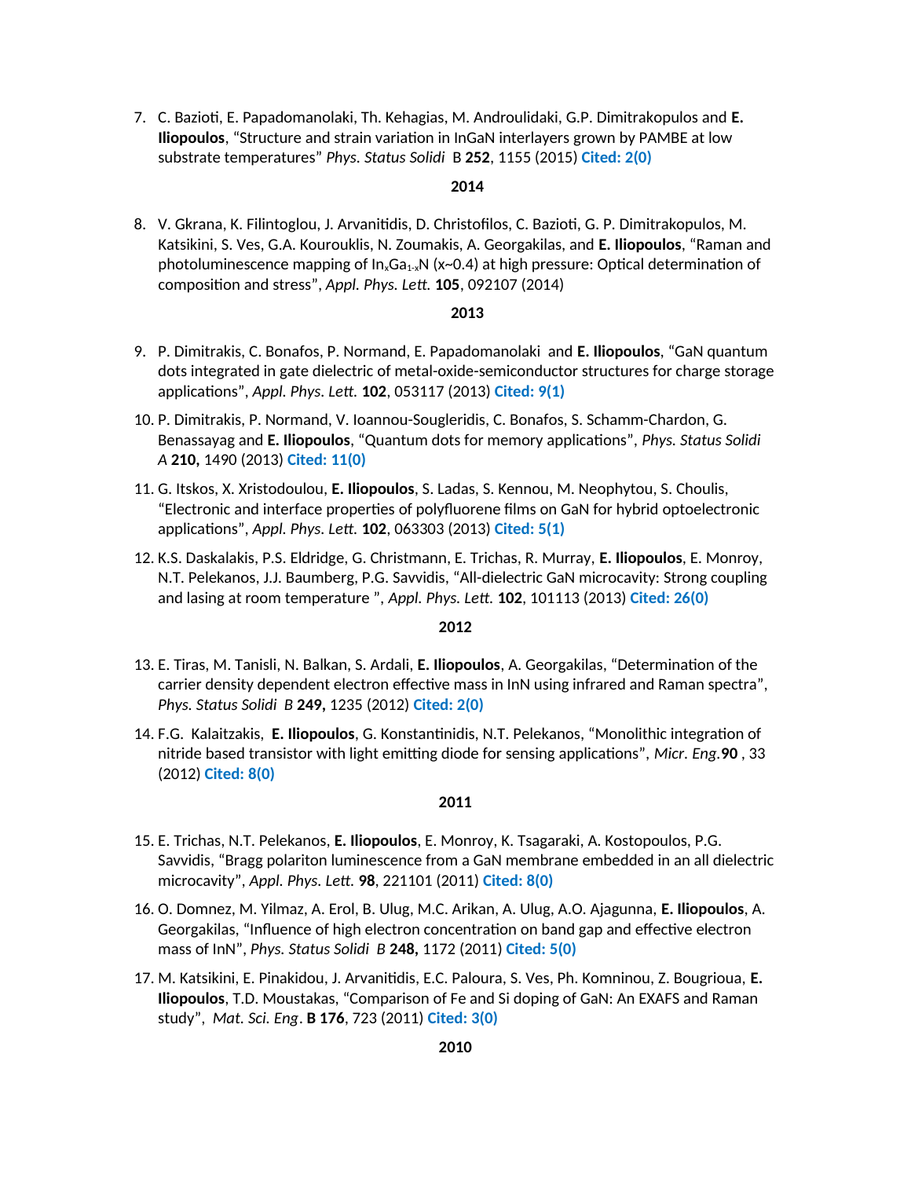7. C. Bazioti, E. Papadomanolaki, Th. Kehagias, M. Androulidaki, G.P. Dimitrakopulos and **E. Iliopoulos**, "Structure and strain variation in InGaN interlayers grown by PAMBE at low substrate temperatures" *Phys. Status Solidi* B **252**, 1155 (2015) **Cited: 2(0)**

**2014**

8. V. Gkrana, K. Filintoglou, J. Arvanitidis, D. Christofilos, C. Bazioti, G. P. Dimitrakopulos, M. Katsikini, S. Ves, G.A. Kourouklis, N. Zoumakis, A. Georgakilas, and **E. Iliopoulos**, "Raman and photoluminescence mapping of $In_xGa_{1-x}N$ (x~0.4) at high pressure: Optical determination of composition and stress", *Appl. Phys. Lett.* **105**, 092107 (2014)

**2013**

9. P. Dimitrakis, C. Bonafos, P. Normand, E. Papadomanolaki and **E. Iliopoulos**, "GaN quantum dots integrated in gate dielectric of metal-oxide-semiconductor structures for charge storage applications", *Appl. Phys. Lett.* **102**, 053117 (2013) **Cited: 9(1)**

10. P. Dimitrakis, P. Normand, V. Ioannou-Sougleridis, C. Bonafos, S. Schamm-Chardon, G. Benassayag and **E. Iliopoulos**, "Quantum dots for memory applications", *Phys. Status Solidi A* **210,** 1490 (2013) **Cited: 11(0)**

11. G. Itskos, X. Xristodoulou, **E. Iliopoulos**, S. Ladas, S. Kennou, M. Neophytou, S. Choulis, "Electronic and interface properties of polyfluorene films on GaN for hybrid optoelectronic applications", *Appl. Phys. Lett.* **102**, 063303 (2013) **Cited: 5(1)**

12. K.S. Daskalakis, P.S. Eldridge, G. Christmann, E. Trichas, R. Murray, **E. Iliopoulos**, E. Monroy, N.T. Pelekanos, J.J. Baumberg, P.G. Savvidis, "All-dielectric GaN microcavity: Strong coupling and lasing at room temperature ", *Appl. Phys. Lett.* **102**, 101113 (2013) **Cited: 26(0)**

**2012**

13. E. Tiras, M. Tanisli, N. Balkan, S. Ardali, **E. Iliopoulos**, A. Georgakilas, "Determination of the carrier density dependent electron effective mass in InN using infrared and Raman spectra", *Phys. Status Solidi B* **249,** 1235 (2012) **Cited: 2(0)**

14. F.G. Kalaitzakis, **E. Iliopoulos**, G. Konstantinidis, N.T. Pelekanos, "Monolithic integration of nitride based transistor with light emitting diode for sensing applications", *Micr. Eng.* **90** , 33 (2012) **Cited: 8(0)**

**2011**

15. E. Trichas, N.T. Pelekanos, **E. Iliopoulos**, E. Monroy, K. Tsagaraki, A. Kostopoulos, P.G. Savvidis, "Bragg polariton luminescence from a GaN membrane embedded in an all dielectric microcavity", *Appl. Phys. Lett.* **98**, 221101 (2011) **Cited: 8(0)**

16. O. Domnez, M. Yilmaz, A. Erol, B. Ulug, M.C. Arikan, A. Ulug, A.O. Ajagunna, **E. Iliopoulos**, A. Georgakilas, "Influence of high electron concentration on band gap and effective electron mass of InN", *Phys. Status Solidi B* **248,** 1172 (2011) **Cited: 5(0)**

17. M. Katsikini, E. Pinakidou, J. Arvanitidis, E.C. Paloura, S. Ves, Ph. Komninou, Z. Bougrioua, **E. Iliopoulos**, T.D. Moustakas, "Comparison of Fe and Si doping of GaN: An EXAFS and Raman study", *Mat. Sci. Eng.* **B 176**, 723 (2011) **Cited: 3(0)**

**2010**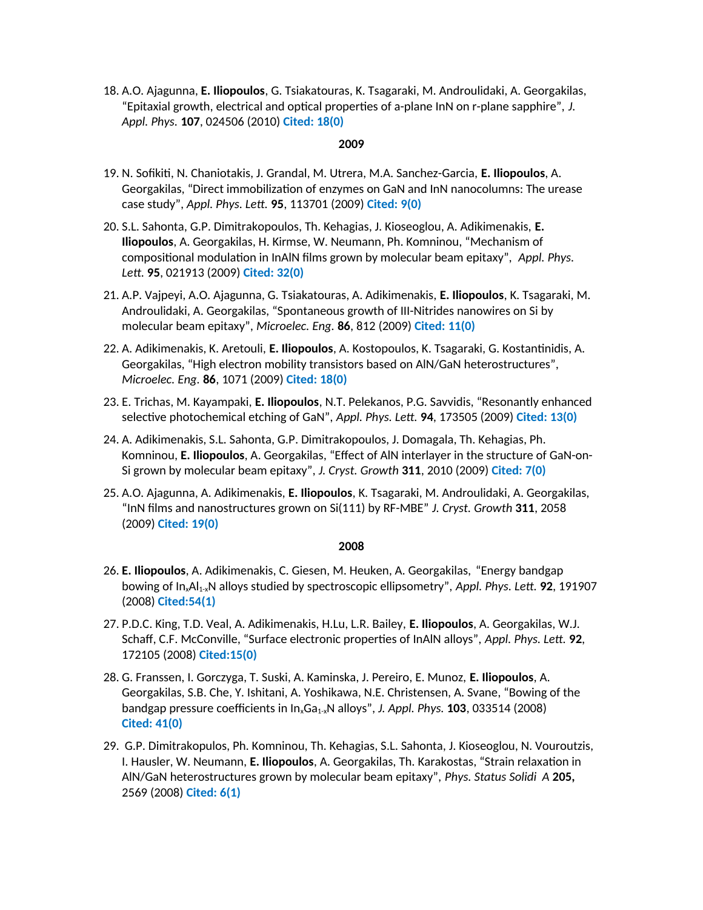18. A.O. Ajagunna, **E. Iliopoulos**, G. Tsiakatouras, K. Tsagaraki, M. Androulidaki, A. Georgakilas, "Epitaxial growth, electrical and optical properties of a-plane InN on r-plane sapphire", *J. Appl. Phys.* **107**, 024506 (2010) **Cited: 18(0)**

**2009**

19. N. Sofikiti, N. Chaniotakis, J. Grandal, M. Utrera, M.A. Sanchez-Garcia, **E. Iliopoulos**, A. Georgakilas, "Direct immobilization of enzymes on GaN and InN nanocolumns: The urease case study", *Appl. Phys. Lett.* **95**, 113701 (2009) **Cited: 9(0)**

20. S.L. Sahonta, G.P. Dimitrakopoulos, Th. Kehagias, J. Kioseoglou, A. Adikimenakis, **E. Iliopoulos**, A. Georgakilas, H. Kirmse, W. Neumann, Ph. Komninou, "Mechanism of compositional modulation in InAlN films grown by molecular beam epitaxy", *Appl. Phys. Lett.* **95**, 021913 (2009) **Cited: 32(0)**

21. A.P. Vajpeyi, A.O. Ajagunna, G. Tsiakatouras, A. Adikimenakis, **E. Iliopoulos**, K. Tsagaraki, M. Androulidaki, A. Georgakilas, "Spontaneous growth of III-Nitrides nanowires on Si by molecular beam epitaxy", *Microelec. Eng*. **86**, 812 (2009) **Cited: 11(0)**

22. A. Adikimenakis, K. Aretouli, **E. Iliopoulos**, A. Kostopoulos, K. Tsagaraki, G. Kostantinidis, A. Georgakilas, "High electron mobility transistors based on AlN/GaN heterostructures", *Microelec. Eng*. **86**, 1071 (2009) **Cited: 18(0)**

23. E. Trichas, M. Kayampaki, **E. Iliopoulos**, N.T. Pelekanos, P.G. Savvidis, "Resonantly enhanced selective photochemical etching of GaN", *Appl. Phys. Lett.* **94**, 173505 (2009) **Cited: 13(0)**

24. A. Adikimenakis, S.L. Sahonta, G.P. Dimitrakopoulos, J. Domagala, Th. Kehagias, Ph. Komninou, **E. Iliopoulos**, A. Georgakilas, "Effect of AlN interlayer in the structure of GaN-on-Si grown by molecular beam epitaxy", *J. Cryst. Growth* **311**, 2010 (2009) **Cited: 7(0)**

25. A.O. Ajagunna, A. Adikimenakis, **E. Iliopoulos**, K. Tsagaraki, M. Androulidaki, A. Georgakilas, "InN films and nanostructures grown on Si(111) by RF-MBE" *J. Cryst. Growth* **311**, 2058 (2009) **Cited: 19(0)**

**2008**

26. **E. Iliopoulos**, A. Adikimenakis, C. Giesen, M. Heuken, A. Georgakilas, "Energy bandgap bowing of $In_xAl_{1-x}N$ alloys studied by spectroscopic ellipsometry", *Appl. Phys. Lett.* **92**, 191907 (2008) **Cited:54(1)**

27. P.D.C. King, T.D. Veal, A. Adikimenakis, H.Lu, L.R. Bailey, **E. Iliopoulos**, A. Georgakilas, W.J. Schaff, C.F. McConville, "Surface electronic properties of InAlN alloys", *Appl. Phys. Lett.* **92**, 172105 (2008) **Cited:15(0)**

28. G. Franssen, I. Gorczyga, T. Suski, A. Kaminska, J. Pereiro, E. Munoz, **E. Iliopoulos**, A. Georgakilas, S.B. Che, Y. Ishitani, A. Yoshikawa, N.E. Christensen, A. Svane, "Bowing of the bandgap pressure coefficients in $In_xGa_{1-x}N$ alloys", *J. Appl. Phys.* **103**, 033514 (2008) **Cited: 41(0)**

29. G.P. Dimitrakopulos, Ph. Komninou, Th. Kehagias, S.L. Sahonta, J. Kioseoglou, N. Vouroutzis, I. Hausler, W. Neumann, **E. Iliopoulos**, A. Georgakilas, Th. Karakostas, "Strain relaxation in AlN/GaN heterostructures grown by molecular beam epitaxy", *Phys. Status Solidi A* **205,** 2569 (2008) **Cited: 6(1)**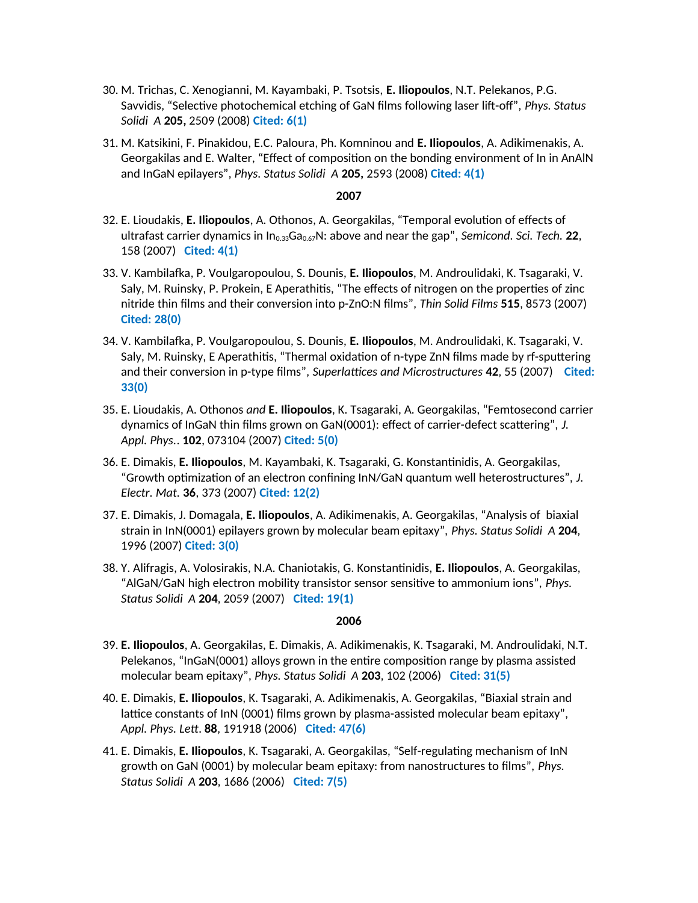30. M. Trichas, C. Xenogianni, M. Kayambaki, P. Tsotsis, **E. Iliopoulos**, N.T. Pelekanos, P.G. Savvidis, "Selective photochemical etching of GaN films following laser lift-off", *Phys. Status Solidi A* **205,** 2509 (2008) **Cited: 6(1)**

31. M. Katsikini, F. Pinakidou, E.C. Paloura, Ph. Komninou and **E. Iliopoulos**, A. Adikimenakis, A. Georgakilas and E. Walter, "Effect of composition on the bonding environment of In in AnAlN and InGaN epilayers", *Phys. Status Solidi A* **205,** 2593 (2008) **Cited: 4(1)**

**2007**

32. E. Lioudakis, **E. Iliopoulos**, A. Othonos, A. Georgakilas, "Temporal evolution of effects of ultrafast carrier dynamics in $In_{0.33}Ga_{0.67}N$: above and near the gap", *Semicond. Sci. Tech.* **22**, 158 (2007) **Cited: 4(1)**

33. V. Kambilafka, P. Voulgaropoulou, S. Dounis, **E. Iliopoulos**, M. Androulidaki, K. Tsagaraki, V. Saly, M. Ruinsky, P. Prokein, E Aperathitis, "The effects of nitrogen on the properties of zinc nitride thin films and their conversion into p-ZnO:N films", *Thin Solid Films* **515**, 8573 (2007) **Cited: 28(0)**

34. V. Kambilafka, P. Voulgaropoulou, S. Dounis, **E. Iliopoulos**, M. Androulidaki, K. Tsagaraki, V. Saly, M. Ruinsky, E Aperathitis, "Thermal oxidation of n-type ZnN films made by rf-sputtering and their conversion in p-type films", *Superlattices and Microstructures* **42**, 55 (2007) **Cited: 33(0)**

35. E. Lioudakis, A. Othonos *and* **E. Iliopoulos**, K. Tsagaraki, A. Georgakilas, "Femtosecond carrier dynamics of InGaN thin films grown on GaN(0001): effect of carrier-defect scattering", *J. Appl. Phys.*. **102**, 073104 (2007) **Cited: 5(0)**

36. E. Dimakis, **E. Iliopoulos**, M. Kayambaki, K. Tsagaraki, G. Konstantinidis, A. Georgakilas, "Growth optimization of an electron confining InN/GaN quantum well heterostructures", *J. Electr. Mat.* **36**, 373 (2007) **Cited: 12(2)**

37. E. Dimakis, J. Domagala, **E. Iliopoulos**, A. Adikimenakis, A. Georgakilas, "Analysis of biaxial strain in InN(0001) epilayers grown by molecular beam epitaxy", *Phys. Status Solidi A* **204**, 1996 (2007) **Cited: 3(0)**

38. Y. Alifragis, A. Volosirakis, N.A. Chaniotakis, G. Konstantinidis, **E. Iliopoulos**, A. Georgakilas, "AlGaN/GaN high electron mobility transistor sensor sensitive to ammonium ions", *Phys. Status Solidi A* **204**, 2059 (2007) **Cited: 19(1)**

**2006**

39. **E. Iliopoulos**, A. Georgakilas, E. Dimakis, A. Adikimenakis, K. Tsagaraki, M. Androulidaki, N.T. Pelekanos, "InGaN(0001) alloys grown in the entire composition range by plasma assisted molecular beam epitaxy", *Phys. Status Solidi A* **203**, 102 (2006) **Cited: 31(5)**

40. E. Dimakis, **E. Iliopoulos**, K. Tsagaraki, A. Adikimenakis, A. Georgakilas, "Biaxial strain and lattice constants of InN (0001) films grown by plasma-assisted molecular beam epitaxy", *Appl. Phys. Lett*. **88**, 191918 (2006) **Cited: 47(6)**

41. E. Dimakis, **E. Iliopoulos**, K. Tsagaraki, A. Georgakilas, "Self-regulating mechanism of InN growth on GaN (0001) by molecular beam epitaxy: from nanostructures to films", *Phys. Status Solidi A* **203**, 1686 (2006) **Cited: 7(5)**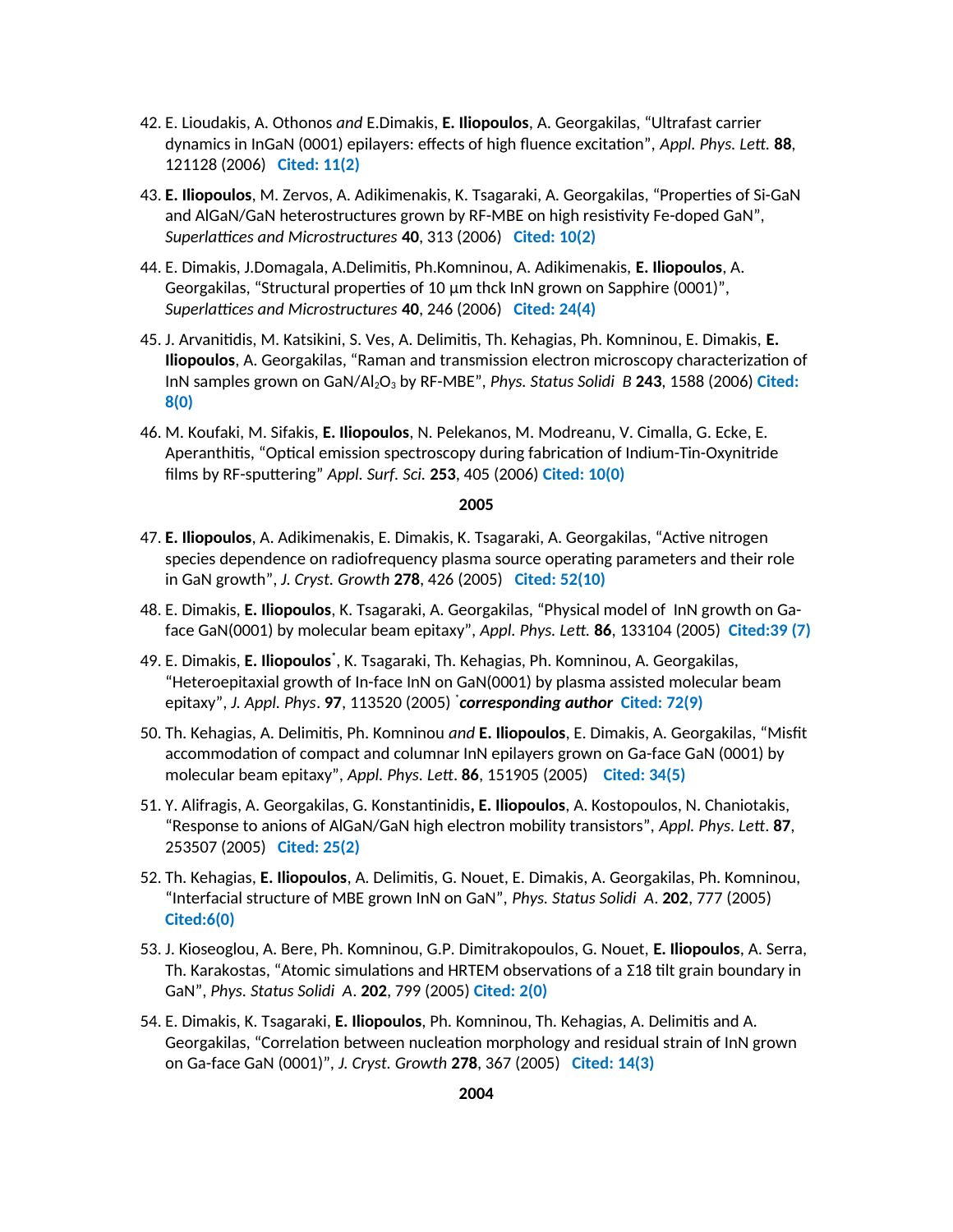42. E. Lioudakis, A. Othonos *and* E.Dimakis, **E. Iliopoulos**, A. Georgakilas, “Ultrafast carrier dynamics in InGaN (0001) epilayers: effects of high fluence excitation”, *Appl. Phys. Lett.* **88**, 121128 (2006)   **Cited: 11(2)**

43. **E. Iliopoulos**, M. Zervos, A. Adikimenakis, K. Tsagaraki, A. Georgakilas, “Properties of Si-GaN and AlGaN/GaN heterostructures grown by RF-MBE on high resistivity Fe-doped GaN”, *Superlattices and Microstructures* **40**, 313 (2006)   **Cited: 10(2)**

44. E. Dimakis, J.Domagala, A.Delimitis, Ph.Komninou, A. Adikimenakis, **E. Iliopoulos**, A. Georgakilas, “Structural properties of 10 μm thck InN grown on Sapphire (0001)”, *Superlattices and Microstructures* **40**, 246 (2006)   **Cited: 24(4)**

45. J. Arvanitidis, M. Katsikini, S. Ves, A. Delimitis, Th. Kehagias, Ph. Komninou, E. Dimakis, **E. Iliopoulos**, A. Georgakilas, “Raman and transmission electron microscopy characterization of InN samples grown on GaN/$Al_2O_3$ by RF-MBE”, *Phys. Status Solidi B* **243**, 1588 (2006) **Cited: 8(0)**

46. M. Koufaki, M. Sifakis, **E. Iliopoulos**, N. Pelekanos, M. Modreanu, V. Cimalla, G. Ecke, E. Aperanthitis, “Optical emission spectroscopy during fabrication of Indium-Tin-Oxynitride films by RF-sputtering” *Appl. Surf. Sci.* **253**, 405 (2006) **Cited: 10(0)**

**2005**

47. **E. Iliopoulos**, A. Adikimenakis, E. Dimakis, K. Tsagaraki, A. Georgakilas, “Active nitrogen species dependence on radiofrequency plasma source operating parameters and their role in GaN growth”, *J. Cryst. Growth* **278**, 426 (2005)   **Cited: 52(10)**

48. E. Dimakis, **E. Iliopoulos**, K. Tsagaraki, A. Georgakilas, “Physical model of InN growth on Ga-face GaN(0001) by molecular beam epitaxy”, *Appl. Phys. Lett.* **86**, 133104 (2005)  **Cited:39 (7)**

49. E. Dimakis, **E. Iliopoulos***, K. Tsagaraki, Th. Kehagias, Ph. Komninou, A. Georgakilas, “Heteroepitaxial growth of In-face InN on GaN(0001) by plasma assisted molecular beam epitaxy”, *J. Appl. Phys*. **97**, 113520 (2005) ****corresponding author*** **Cited: 72(9)**

50. Th. Kehagias, A. Delimitis, Ph. Komninou *and* **E. Iliopoulos**, E. Dimakis, A. Georgakilas, “Misfit accommodation of compact and columnar InN epilayers grown on Ga-face GaN (0001) by molecular beam epitaxy”, *Appl. Phys. Lett*. **86**, 151905 (2005)    **Cited: 34(5)**

51. Y. Alifragis, A. Georgakilas, G. Konstantinidis, **E. Iliopoulos**, A. Kostopoulos, N. Chaniotakis, “Response to anions of AlGaN/GaN high electron mobility transistors”, *Appl. Phys. Lett*. **87**, 253507 (2005)   **Cited: 25(2)**

52. Th. Kehagias, **E. Iliopoulos**, A. Delimitis, G. Nouet, E. Dimakis, A. Georgakilas, Ph. Komninou, “Interfacial structure of MBE grown InN on GaN”, *Phys. Status Solidi A*. **202**, 777 (2005) **Cited:6(0)**

53. J. Kioseoglou, A. Bere, Ph. Komninou, G.P. Dimitrakopoulos, G. Nouet, **E. Iliopoulos**, A. Serra, Th. Karakostas, “Atomic simulations and HRTEM observations of a Σ18 tilt grain boundary in GaN”, *Phys. Status Solidi A*. **202**, 799 (2005) **Cited: 2(0)**

54. E. Dimakis, K. Tsagaraki, **E. Iliopoulos**, Ph. Komninou, Th. Kehagias, A. Delimitis and A. Georgakilas, “Correlation between nucleation morphology and residual strain of InN grown on Ga-face GaN (0001)”, *J. Cryst. Growth* **278**, 367 (2005)   **Cited: 14(3)**

**2004**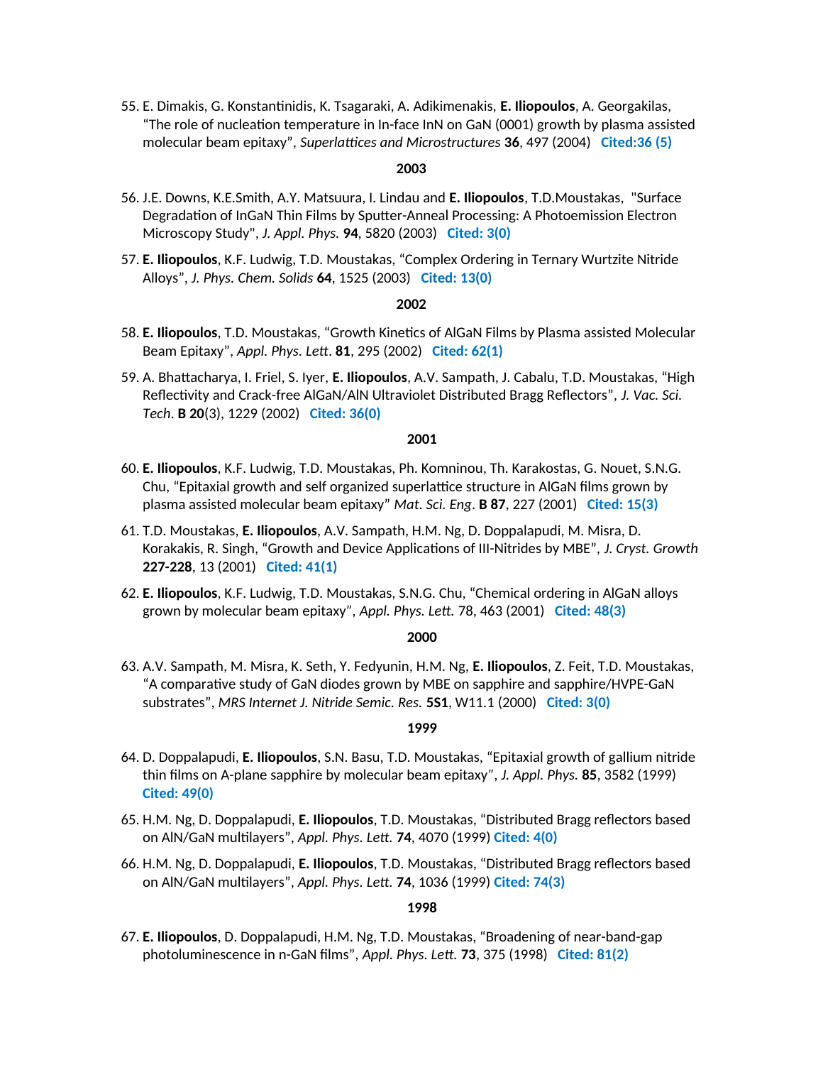55. E. Dimakis, G. Konstantinidis, K. Tsagaraki, A. Adikimenakis, **E. Iliopoulos**, A. Georgakilas, “The role of nucleation temperature in In-face InN on GaN (0001) growth by plasma assisted molecular beam epitaxy”, *Superlattices and Microstructures* **36**, 497 (2004)   **Cited:36 (5)**

**2003**

56. J.E. Downs, K.E.Smith, A.Y. Matsuura, I. Lindau and **E. Iliopoulos**, T.D.Moustakas, "Surface Degradation of InGaN Thin Films by Sputter-Anneal Processing: A Photoemission Electron Microscopy Study", *J. Appl. Phys.* **94**, 5820 (2003)   **Cited: 3(0)**

57. **E. Iliopoulos**, K.F. Ludwig, T.D. Moustakas, “Complex Ordering in Ternary Wurtzite Nitride Alloys”, *J. Phys. Chem. Solids* **64**, 1525 (2003)   **Cited: 13(0)**

**2002**

58. **E. Iliopoulos**, T.D. Moustakas, “Growth Kinetics of AlGaN Films by Plasma assisted Molecular Beam Epitaxy”, *Appl. Phys. Lett*. **81**, 295 (2002)   **Cited: 62(1)**

59. A. Bhattacharya, I. Friel, S. Iyer, **E. Iliopoulos**, A.V. Sampath, J. Cabalu, T.D. Moustakas, “High Reflectivity and Crack-free AlGaN/AlN Ultraviolet Distributed Bragg Reflectors”, *J. Vac. Sci. Tech*. **B 20**(3), 1229 (2002)   **Cited: 36(0)**

**2001**

60. **E. Iliopoulos**, K.F. Ludwig, T.D. Moustakas, Ph. Komninou, Th. Karakostas, G. Nouet, S.N.G. Chu, “Epitaxial growth and self organized superlattice structure in AlGaN films grown by plasma assisted molecular beam epitaxy” *Mat. Sci. Eng*. **B 87**, 227 (2001)   **Cited: 15(3)**

61. T.D. Moustakas, **E. Iliopoulos**, A.V. Sampath, H.M. Ng, D. Doppalapudi, M. Misra, D. Korakakis, R. Singh, “Growth and Device Applications of III-Nitrides by MBE”, *J. Cryst. Growth* **227-228**, 13 (2001)   **Cited: 41(1)**

62. **E. Iliopoulos**, K.F. Ludwig, T.D. Moustakas, S.N.G. Chu, “Chemical ordering in AlGaN alloys grown by molecular beam epitaxy”, *Appl. Phys. Lett.* 78, 463 (2001)   **Cited: 48(3)**

**2000**

63. A.V. Sampath, M. Misra, K. Seth, Y. Fedyunin, H.M. Ng, **E. Iliopoulos**, Z. Feit, T.D. Moustakas, “A comparative study of GaN diodes grown by MBE on sapphire and sapphire/HVPE-GaN substrates”, *MRS Internet J. Nitride Semic. Res.* **5S1**, W11.1 (2000)   **Cited: 3(0)**

**1999**

64. D. Doppalapudi, **E. Iliopoulos**, S.N. Basu, T.D. Moustakas, “Epitaxial growth of gallium nitride thin films on A-plane sapphire by molecular beam epitaxy”, *J. Appl. Phys.* **85**, 3582 (1999) **Cited: 49(0)**

65. H.M. Ng, D. Doppalapudi, **E. Iliopoulos**, T.D. Moustakas, “Distributed Bragg reflectors based on AlN/GaN multilayers”, *Appl. Phys. Lett.* **74**, 4070 (1999) **Cited: 4(0)**

66. H.M. Ng, D. Doppalapudi, **E. Iliopoulos**, T.D. Moustakas, “Distributed Bragg reflectors based on AlN/GaN multilayers”, *Appl. Phys. Lett.* **74**, 1036 (1999) **Cited: 74(3)**

**1998**

67. **E. Iliopoulos**, D. Doppalapudi, H.M. Ng, T.D. Moustakas, “Broadening of near-band-gap photoluminescence in n-GaN films”, *Appl. Phys. Lett.* **73**, 375 (1998)   **Cited: 81(2)**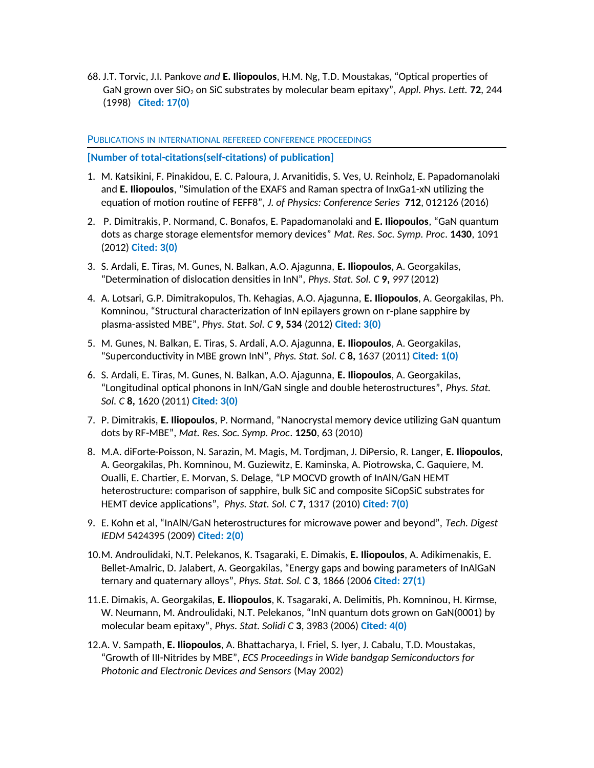68. J.T. Torvic, J.I. Pankove *and* **E. Iliopoulos**, H.M. Ng, T.D. Moustakas, “Optical properties of GaN grown over $SiO_2$ on SiC substrates by molecular beam epitaxy”, *Appl. Phys. Lett.* **72**, 244 (1998) **Cited: 17(0)**

## PUBLICATIONS IN INTERNATIONAL REFEREED CONFERENCE PROCEEDINGS

**[Number of total-citations(self-citations) of publication]**

1. M. Katsikini, F. Pinakidou, E. C. Paloura, J. Arvanitidis, S. Ves, U. Reinholz, E. Papadomanolaki and **E. Iliopoulos**, “Simulation of the EXAFS and Raman spectra of InxGa1-xN utilizing the equation of motion routine of FEFF8”, *J. of Physics: Conference Series* **712**, 012126 (2016)
2. P. Dimitrakis, P. Normand, C. Bonafos, E. Papadomanolaki and **E. Iliopoulos**, “GaN quantum dots as charge storage elementsfor memory devices” *Mat. Res. Soc. Symp. Proc*. **1430**, 1091 (2012) **Cited: 3(0)**
3. S. Ardali, E. Tiras, M. Gunes, N. Balkan, A.O. Ajagunna, **E. Iliopoulos**, A. Georgakilas, “Determination of dislocation densities in InN”, *Phys. Stat. Sol. C* **9,** *997* (2012)
4. A. Lotsari, G.P. Dimitrakopulos, Th. Kehagias, A.O. Ajagunna, **E. Iliopoulos**, A. Georgakilas, Ph. Komninou, “Structural characterization of InN epilayers grown on r-plane sapphire by plasma-assisted MBE”, *Phys. Stat. Sol. C* **9, 534** (2012) **Cited: 3(0)**
5. M. Gunes, N. Balkan, E. Tiras, S. Ardali, A.O. Ajagunna, **E. Iliopoulos**, A. Georgakilas, “Superconductivity in MBE grown InN”, *Phys. Stat. Sol. C* **8,** 1637 (2011) **Cited: 1(0)**
6. S. Ardali, E. Tiras, M. Gunes, N. Balkan, A.O. Ajagunna, **E. Iliopoulos**, A. Georgakilas, “Longitudinal optical phonons in InN/GaN single and double heterostructures”, *Phys. Stat. Sol. C* **8,** 1620 (2011) **Cited: 3(0)**
7. P. Dimitrakis, **E. Iliopoulos**, P. Normand, “Nanocrystal memory device utilizing GaN quantum dots by RF-MBE”, *Mat. Res. Soc. Symp. Proc*. **1250**, 63 (2010)
8. M.A. diForte-Poisson, N. Sarazin, M. Magis, M. Tordjman, J. DiPersio, R. Langer, **E. Iliopoulos**, A. Georgakilas, Ph. Komninou, M. Guziewitz, E. Kaminska, A. Piotrowska, C. Gaquiere, M. Oualli, E. Chartier, E. Morvan, S. Delage, “LP MOCVD growth of InAlN/GaN HEMT heterostructure: comparison of sapphire, bulk SiC and composite SiCopSiC substrates for HEMT device applications”, *Phys. Stat. Sol. C* **7,** 1317 (2010) **Cited: 7(0)**
9. E. Kohn et al, “InAlN/GaN heterostructures for microwave power and beyond”, *Tech. Digest IEDM* 5424395 (2009) **Cited: 2(0)**
10. M. Androulidaki, N.T. Pelekanos, K. Tsagaraki, E. Dimakis, **E. Iliopoulos**, A. Adikimenakis, E. Bellet-Amalric, D. Jalabert, A. Georgakilas, “Energy gaps and bowing parameters of InAlGaN ternary and quaternary alloys”, *Phys. Stat. Sol. C* **3**, 1866 (2006 **Cited: 27(1)**
11. E. Dimakis, A. Georgakilas, **E. Iliopoulos**, K. Tsagaraki, A. Delimitis, Ph. Komninou, H. Kirmse, W. Neumann, M. Androulidaki, N.T. Pelekanos, “InN quantum dots grown on GaN(0001) by molecular beam epitaxy”, *Phys. Stat. Solidi C* **3**, 3983 (2006) **Cited: 4(0)**
12. A. V. Sampath, **E. Iliopoulos**, A. Bhattacharya, I. Friel, S. Iyer, J. Cabalu, T.D. Moustakas, “Growth of III-Nitrides by MBE”, *ECS Proceedings in Wide bandgap Semiconductors for Photonic and Electronic Devices and Sensors* (May 2002)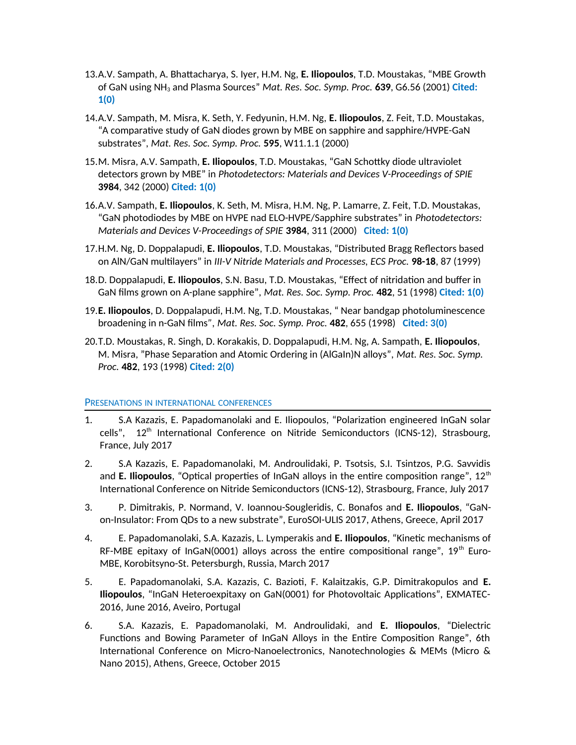13. A.V. Sampath, A. Bhattacharya, S. Iyer, H.M. Ng, **E. Iliopoulos**, T.D. Moustakas, "MBE Growth of GaN using $NH_3$ and Plasma Sources" *Mat. Res. Soc. Symp. Proc.* **639**, G6.56 (2001) **Cited: 1(0)**

14. A.V. Sampath, M. Misra, K. Seth, Y. Fedyunin, H.M. Ng, **E. Iliopoulos**, Z. Feit, T.D. Moustakas, "A comparative study of GaN diodes grown by MBE on sapphire and sapphire/HVPE-GaN substrates", *Mat. Res. Soc. Symp. Proc.* **595**, W11.1.1 (2000)

15. M. Misra, A.V. Sampath, **E. Iliopoulos**, T.D. Moustakas, "GaN Schottky diode ultraviolet detectors grown by MBE" in *Photodetectors: Materials and Devices V-Proceedings of SPIE* **3984**, 342 (2000) **Cited: 1(0)**

16. A.V. Sampath, **E. Iliopoulos**, K. Seth, M. Misra, H.M. Ng, P. Lamarre, Z. Feit, T.D. Moustakas, "GaN photodiodes by MBE on HVPE nad ELO-HVPE/Sapphire substrates" in *Photodetectors: Materials and Devices V-Proceedings of SPIE* **3984**, 311 (2000) **Cited: 1(0)**

17. H.M. Ng, D. Doppalapudi, **E. Iliopoulos**, T.D. Moustakas, "Distributed Bragg Reflectors based on AlN/GaN multilayers" in *III-V Nitride Materials and Processes, ECS Proc.* **98-18**, 87 (1999)

18. D. Doppalapudi, **E. Iliopoulos**, S.N. Basu, T.D. Moustakas, "Effect of nitridation and buffer in GaN films grown on A-plane sapphire", *Mat. Res. Soc. Symp. Proc.* **482**, 51 (1998) **Cited: 1(0)**

19. **E. Iliopoulos**, D. Doppalapudi, H.M. Ng, T.D. Moustakas, " Near bandgap photoluminescence broadening in n-GaN films", *Mat. Res. Soc. Symp. Proc.* **482**, 655 (1998) **Cited: 3(0)**

20. T.D. Moustakas, R. Singh, D. Korakakis, D. Doppalapudi, H.M. Ng, A. Sampath, **E. Iliopoulos**, M. Misra, "Phase Separation and Atomic Ordering in (AlGaIn)N alloys", *Mat. Res. Soc. Symp. Proc.* **482**, 193 (1998) **Cited: 2(0)**

## Presenations in international conferences

1. S.A Kazazis, E. Papadomanolaki and E. Iliopoulos, "Polarization engineered InGaN solar cells", 12th International Conference on Nitride Semiconductors (ICNS-12), Strasbourg, France, July 2017

2. S.A Kazazis, E. Papadomanolaki, M. Androulidaki, P. Tsotsis, S.I. Tsintzos, P.G. Savvidis and **E. Iliopoulos**, "Optical properties of InGaN alloys in the entire composition range", 12th International Conference on Nitride Semiconductors (ICNS-12), Strasbourg, France, July 2017

3. P. Dimitrakis, P. Normand, V. Ioannou-Sougleridis, C. Bonafos and **E. Iliopoulos**, "GaN-on-Insulator: From QDs to a new substrate", EuroSOI-ULIS 2017, Athens, Greece, April 2017

4. E. Papadomanolaki, S.A. Kazazis, L. Lymperakis and **E. Iliopoulos**, "Kinetic mechanisms of RF-MBE epitaxy of InGaN(0001) alloys across the entire compositional range", 19th Euro-MBE, Korobitsyno-St. Petersburgh, Russia, March 2017

5. E. Papadomanolaki, S.A. Kazazis, C. Bazioti, F. Kalaitzakis, G.P. Dimitrakopulos and **E. Iliopoulos**, "InGaN Heteroexpitaxy on GaN(0001) for Photovoltaic Applications", EXMATEC-2016, June 2016, Aveiro, Portugal

6. S.A. Kazazis, E. Papadomanolaki, M. Androulidaki, and **E. Iliopoulos**, "Dielectric Functions and Bowing Parameter of InGaN Alloys in the Entire Composition Range", 6th International Conference on Micro-Nanoelectronics, Nanotechnologies & MEMs (Micro & Nano 2015), Athens, Greece, October 2015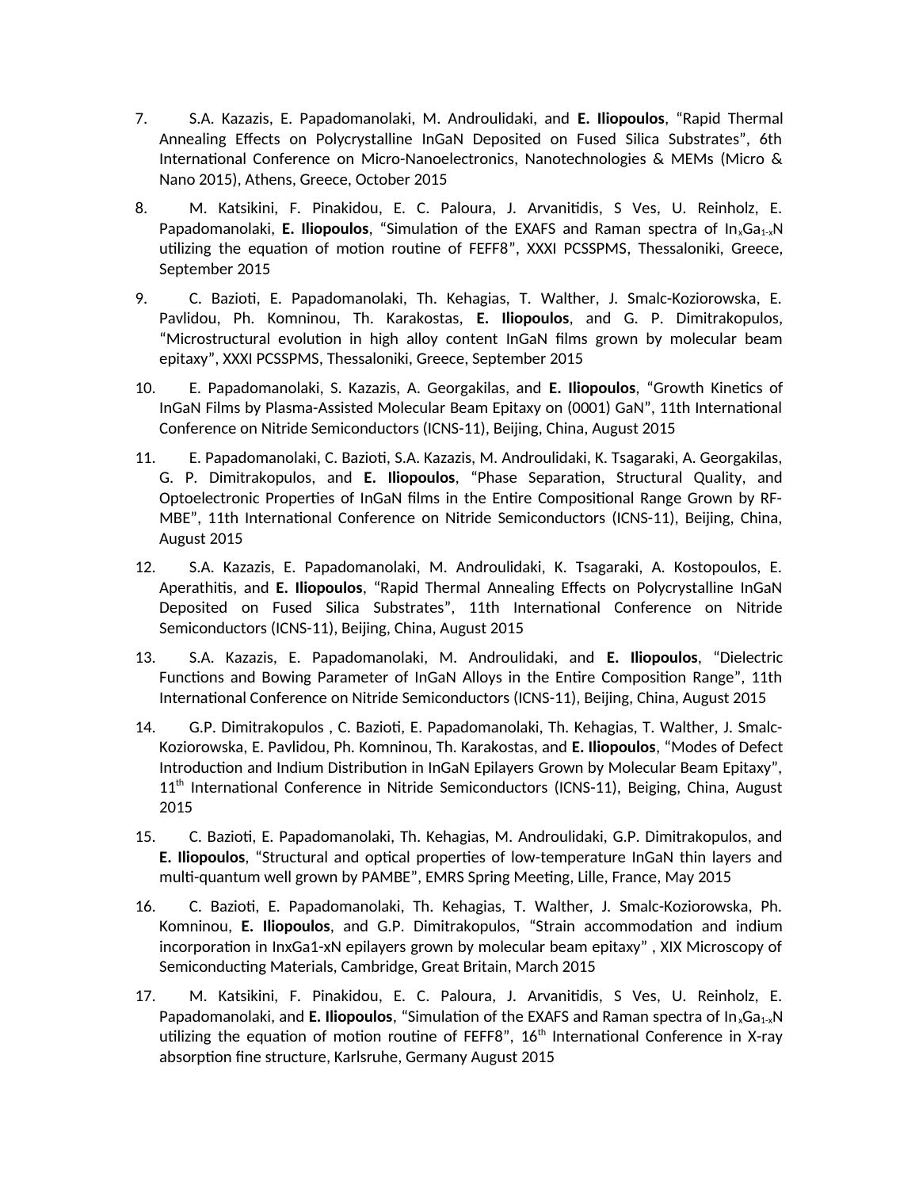7. S.A. Kazazis, E. Papadomanolaki, M. Androulidaki, and **E. Iliopoulos**, "Rapid Thermal Annealing Effects on Polycrystalline InGaN Deposited on Fused Silica Substrates", 6th International Conference on Micro-Nanoelectronics, Nanotechnologies & MEMs (Micro & Nano 2015), Athens, Greece, October 2015

8. M. Katsikini, F. Pinakidou, E. C. Paloura, J. Arvanitidis, S Ves, U. Reinholz, E. Papadomanolaki, **E. Iliopoulos**, "Simulation of the EXAFS and Raman spectra of $In_xGa_{1-x}N$ utilizing the equation of motion routine of FEFF8", XXXI PCSSPMS, Thessaloniki, Greece, September 2015

9. C. Bazioti, E. Papadomanolaki, Th. Kehagias, T. Walther, J. Smalc-Koziorowska, E. Pavlidou, Ph. Komninou, Th. Karakostas, **E. Iliopoulos**, and G. P. Dimitrakopulos, "Microstructural evolution in high alloy content InGaN films grown by molecular beam epitaxy", XXXI PCSSPMS, Thessaloniki, Greece, September 2015

10. E. Papadomanolaki, S. Kazazis, A. Georgakilas, and **E. Iliopoulos**, "Growth Kinetics of InGaN Films by Plasma-Assisted Molecular Beam Epitaxy on (0001) GaN", 11th International Conference on Nitride Semiconductors (ICNS-11), Beijing, China, August 2015

11. E. Papadomanolaki, C. Bazioti, S.A. Kazazis, M. Androulidaki, K. Tsagaraki, A. Georgakilas, G. P. Dimitrakopulos, and **E. Iliopoulos**, "Phase Separation, Structural Quality, and Optoelectronic Properties of InGaN films in the Entire Compositional Range Grown by RF-MBE", 11th International Conference on Nitride Semiconductors (ICNS-11), Beijing, China, August 2015

12. S.A. Kazazis, E. Papadomanolaki, M. Androulidaki, K. Tsagaraki, A. Kostopoulos, E. Aperathitis, and **E. Iliopoulos**, "Rapid Thermal Annealing Effects on Polycrystalline InGaN Deposited on Fused Silica Substrates", 11th International Conference on Nitride Semiconductors (ICNS-11), Beijing, China, August 2015

13. S.A. Kazazis, E. Papadomanolaki, M. Androulidaki, and **E. Iliopoulos**, "Dielectric Functions and Bowing Parameter of InGaN Alloys in the Entire Composition Range", 11th International Conference on Nitride Semiconductors (ICNS-11), Beijing, China, August 2015

14. G.P. Dimitrakopulos , C. Bazioti, E. Papadomanolaki, Th. Kehagias, T. Walther, J. Smalc-Koziorowska, E. Pavlidou, Ph. Komninou, Th. Karakostas, and **E. Iliopoulos**, "Modes of Defect Introduction and Indium Distribution in InGaN Epilayers Grown by Molecular Beam Epitaxy", 11$^{th}$ International Conference in Nitride Semiconductors (ICNS-11), Beiging, China, August 2015

15. C. Bazioti, E. Papadomanolaki, Th. Kehagias, M. Androulidaki, G.P. Dimitrakopulos, and **E. Iliopoulos**, "Structural and optical properties of low-temperature InGaN thin layers and multi-quantum well grown by PAMBE", EMRS Spring Meeting, Lille, France, May 2015

16. C. Bazioti, E. Papadomanolaki, Th. Kehagias, T. Walther, J. Smalc-Koziorowska, Ph. Komninou, **E. Iliopoulos**, and G.P. Dimitrakopulos, "Strain accommodation and indium incorporation in InxGa1-xN epilayers grown by molecular beam epitaxy" , XIX Microscopy of Semiconducting Materials, Cambridge, Great Britain, March 2015

17. M. Katsikini, F. Pinakidou, E. C. Paloura, J. Arvanitidis, S Ves, U. Reinholz, E. Papadomanolaki, and **E. Iliopoulos**, "Simulation of the EXAFS and Raman spectra of $In_xGa_{1-x}N$ utilizing the equation of motion routine of FEFF8", 16$^{th}$ International Conference in X-ray absorption fine structure, Karlsruhe, Germany August 2015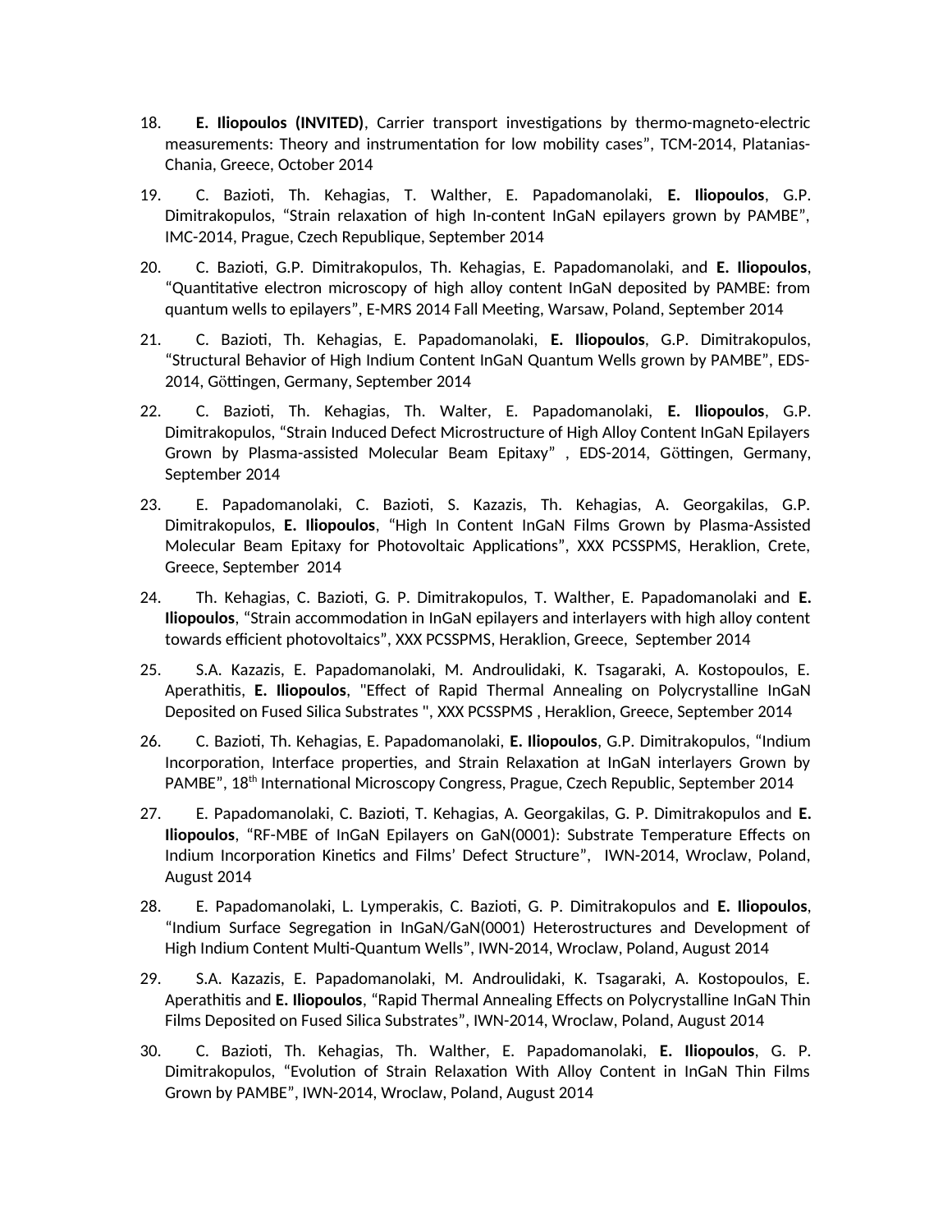18. **E. Iliopoulos (INVITED)**, Carrier transport investigations by thermo-magneto-electric measurements: Theory and instrumentation for low mobility cases", TCM-2014, Platanias-Chania, Greece, October 2014

19. C. Bazioti, Th. Kehagias, T. Walther, E. Papadomanolaki, **E. Iliopoulos**, G.P. Dimitrakopulos, "Strain relaxation of high In-content InGaN epilayers grown by PAMBE", IMC-2014, Prague, Czech Republique, September 2014

20. C. Bazioti, G.P. Dimitrakopulos, Th. Kehagias, E. Papadomanolaki, and **E. Iliopoulos**, "Quantitative electron microscopy of high alloy content InGaN deposited by PAMBE: from quantum wells to epilayers", E-MRS 2014 Fall Meeting, Warsaw, Poland, September 2014

21. C. Bazioti, Th. Kehagias, E. Papadomanolaki, **E. Iliopoulos**, G.P. Dimitrakopulos, "Structural Behavior of High Indium Content InGaN Quantum Wells grown by PAMBE", EDS-2014, Göttingen, Germany, September 2014

22. C. Bazioti, Th. Kehagias, Th. Walter, E. Papadomanolaki, **E. Iliopoulos**, G.P. Dimitrakopulos, "Strain Induced Defect Microstructure of High Alloy Content InGaN Epilayers Grown by Plasma-assisted Molecular Beam Epitaxy" , EDS-2014, Göttingen, Germany, September 2014

23. E. Papadomanolaki, C. Bazioti, S. Kazazis, Th. Kehagias, A. Georgakilas, G.P. Dimitrakopulos, **E. Iliopoulos**, "High In Content InGaN Films Grown by Plasma-Assisted Molecular Beam Epitaxy for Photovoltaic Applications", XXX PCSSPMS, Heraklion, Crete, Greece, September 2014

24. Th. Kehagias, C. Bazioti, G. P. Dimitrakopulos, T. Walther, E. Papadomanolaki and **E. Iliopoulos**, "Strain accommodation in InGaN epilayers and interlayers with high alloy content towards efficient photovoltaics", XXX PCSSPMS, Heraklion, Greece, September 2014

25. S.A. Kazazis, E. Papadomanolaki, M. Androulidaki, K. Tsagaraki, A. Kostopoulos, E. Aperathitis, **E. Iliopoulos**, "Effect of Rapid Thermal Annealing on Polycrystalline InGaN Deposited on Fused Silica Substrates ", XXX PCSSPMS , Heraklion, Greece, September 2014

26. C. Bazioti, Th. Kehagias, E. Papadomanolaki, **E. Iliopoulos**, G.P. Dimitrakopulos, "Indium Incorporation, Interface properties, and Strain Relaxation at InGaN interlayers Grown by PAMBE", 18th International Microscopy Congress, Prague, Czech Republic, September 2014

27. E. Papadomanolaki, C. Bazioti, T. Kehagias, A. Georgakilas, G. P. Dimitrakopulos and **E. Iliopoulos**, "RF-MBE of InGaN Epilayers on GaN(0001): Substrate Temperature Effects on Indium Incorporation Kinetics and Films' Defect Structure", IWN-2014, Wroclaw, Poland, August 2014

28. E. Papadomanolaki, L. Lymperakis, C. Bazioti, G. P. Dimitrakopulos and **E. Iliopoulos**, "Indium Surface Segregation in InGaN/GaN(0001) Heterostructures and Development of High Indium Content Multi-Quantum Wells", IWN-2014, Wroclaw, Poland, August 2014

29. S.A. Kazazis, E. Papadomanolaki, M. Androulidaki, K. Tsagaraki, A. Kostopoulos, E. Aperathitis and **E. Iliopoulos**, "Rapid Thermal Annealing Effects on Polycrystalline InGaN Thin Films Deposited on Fused Silica Substrates", IWN-2014, Wroclaw, Poland, August 2014

30. C. Bazioti, Th. Kehagias, Th. Walther, E. Papadomanolaki, **E. Iliopoulos**, G. P. Dimitrakopulos, "Evolution of Strain Relaxation With Alloy Content in InGaN Thin Films Grown by PAMBE", IWN-2014, Wroclaw, Poland, August 2014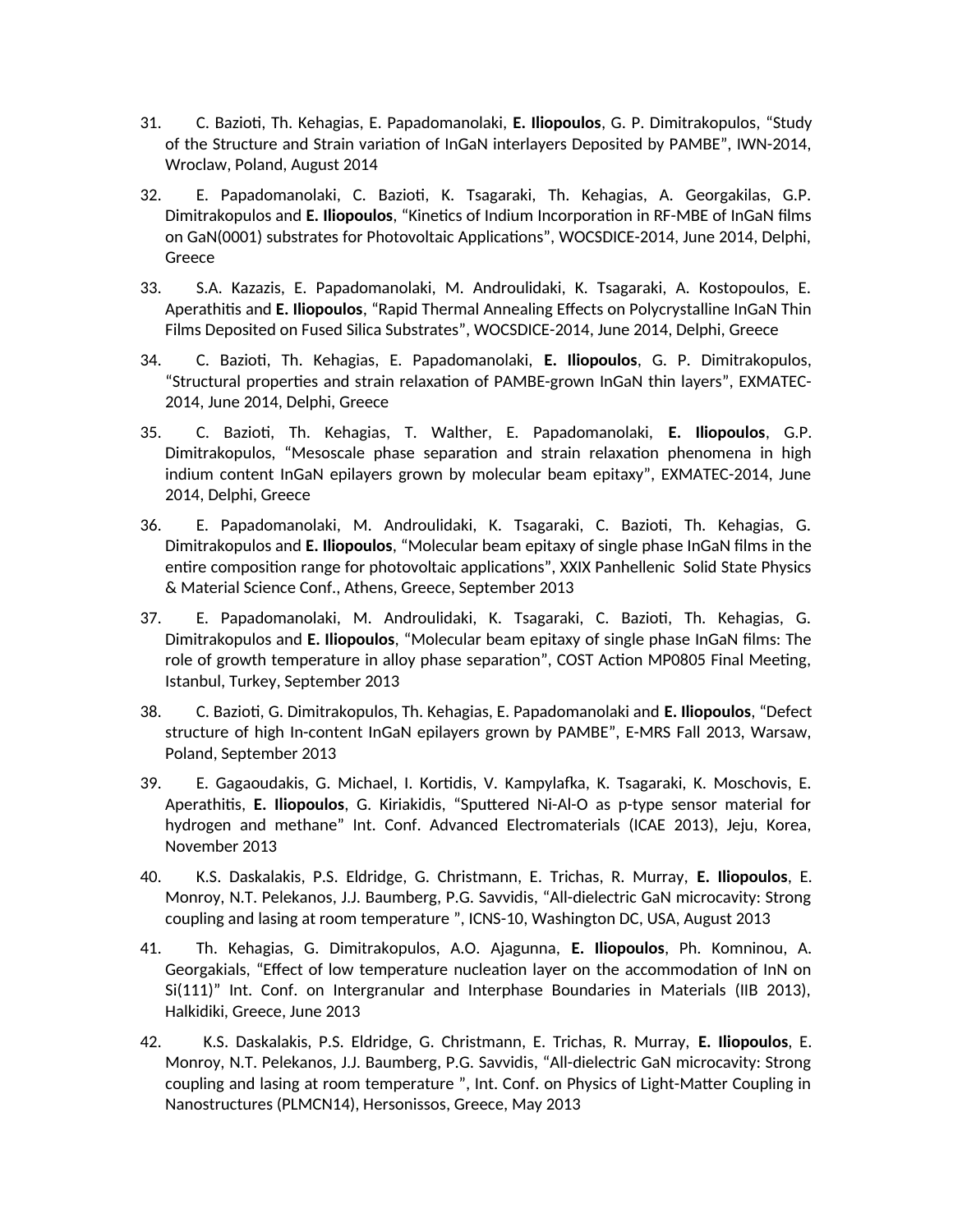31. C. Bazioti, Th. Kehagias, E. Papadomanolaki, **E. Iliopoulos**, G. P. Dimitrakopulos, “Study of the Structure and Strain variation of InGaN interlayers Deposited by PAMBE”, IWN-2014, Wroclaw, Poland, August 2014

32. E. Papadomanolaki, C. Bazioti, K. Tsagaraki, Th. Kehagias, A. Georgakilas, G.P. Dimitrakopulos and **E. Iliopoulos**, “Kinetics of Indium Incorporation in RF-MBE of InGaN films on GaN(0001) substrates for Photovoltaic Applications”, WOCSDICE-2014, June 2014, Delphi, Greece

33. S.A. Kazazis, E. Papadomanolaki, M. Androulidaki, K. Tsagaraki, A. Kostopoulos, E. Aperathitis and **E. Iliopoulos**, “Rapid Thermal Annealing Effects on Polycrystalline InGaN Thin Films Deposited on Fused Silica Substrates”, WOCSDICE-2014, June 2014, Delphi, Greece

34. C. Bazioti, Th. Kehagias, E. Papadomanolaki, **E. Iliopoulos**, G. P. Dimitrakopulos, “Structural properties and strain relaxation of PAMBE-grown InGaN thin layers”, EXMATEC-2014, June 2014, Delphi, Greece

35. C. Bazioti, Th. Kehagias, T. Walther, E. Papadomanolaki, **E. Iliopoulos**, G.P. Dimitrakopulos, “Mesoscale phase separation and strain relaxation phenomena in high indium content InGaN epilayers grown by molecular beam epitaxy”, EXMATEC-2014, June 2014, Delphi, Greece

36. E. Papadomanolaki, M. Androulidaki, K. Tsagaraki, C. Bazioti, Th. Kehagias, G. Dimitrakopulos and **E. Iliopoulos**, “Molecular beam epitaxy of single phase InGaN films in the entire composition range for photovoltaic applications”, XXIX Panhellenic Solid State Physics & Material Science Conf., Athens, Greece, September 2013

37. E. Papadomanolaki, M. Androulidaki, K. Tsagaraki, C. Bazioti, Th. Kehagias, G. Dimitrakopulos and **E. Iliopoulos**, “Molecular beam epitaxy of single phase InGaN films: The role of growth temperature in alloy phase separation”, COST Action MP0805 Final Meeting, Istanbul, Turkey, September 2013

38. C. Bazioti, G. Dimitrakopulos, Th. Kehagias, E. Papadomanolaki and **E. Iliopoulos**, “Defect structure of high In-content InGaN epilayers grown by PAMBE”, E-MRS Fall 2013, Warsaw, Poland, September 2013

39. E. Gagaoudakis, G. Michael, I. Kortidis, V. Kampylafka, K. Tsagaraki, K. Moschovis, E. Aperathitis, **E. Iliopoulos**, G. Kiriakidis, “Sputtered Ni-Al-O as p-type sensor material for hydrogen and methane” Int. Conf. Advanced Electromaterials (ICAE 2013), Jeju, Korea, November 2013

40. K.S. Daskalakis, P.S. Eldridge, G. Christmann, E. Trichas, R. Murray, **E. Iliopoulos**, E. Monroy, N.T. Pelekanos, J.J. Baumberg, P.G. Savvidis, “All-dielectric GaN microcavity: Strong coupling and lasing at room temperature ”, ICNS-10, Washington DC, USA, August 2013

41. Th. Kehagias, G. Dimitrakopulos, A.O. Ajagunna, **E. Iliopoulos**, Ph. Komninou, A. Georgakials, “Effect of low temperature nucleation layer on the accommodation of InN on Si(111)” Int. Conf. on Intergranular and Interphase Boundaries in Materials (IIB 2013), Halkidiki, Greece, June 2013

42. K.S. Daskalakis, P.S. Eldridge, G. Christmann, E. Trichas, R. Murray, **E. Iliopoulos**, E. Monroy, N.T. Pelekanos, J.J. Baumberg, P.G. Savvidis, “All-dielectric GaN microcavity: Strong coupling and lasing at room temperature ”, Int. Conf. on Physics of Light-Matter Coupling in Nanostructures (PLMCN14), Hersonissos, Greece, May 2013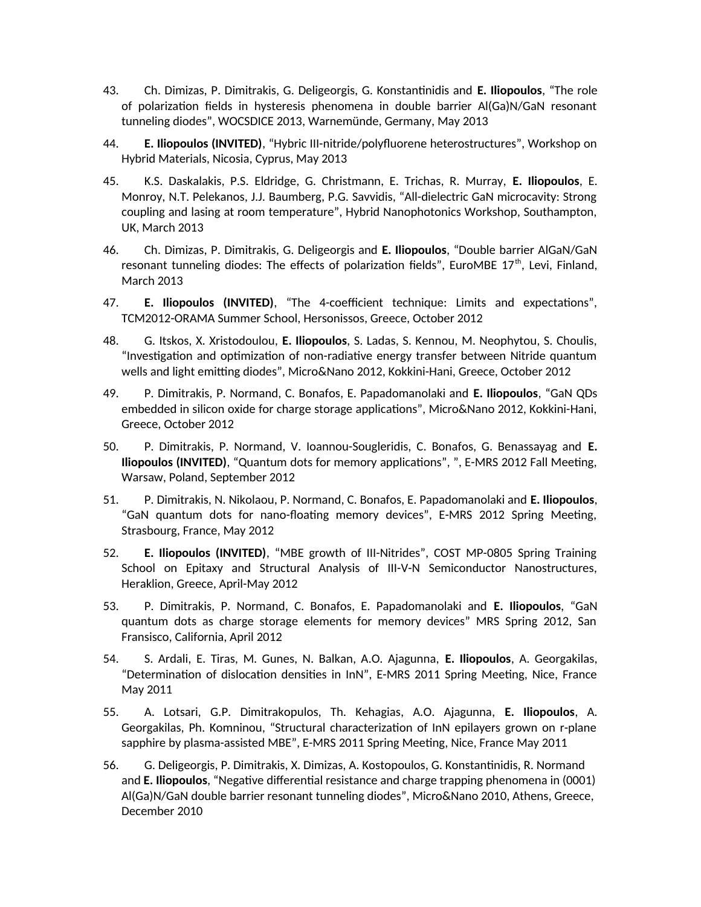43. Ch. Dimizas, P. Dimitrakis, G. Deligeorgis, G. Konstantinidis and **E. Iliopoulos**, "The role of polarization fields in hysteresis phenomena in double barrier Al(Ga)N/GaN resonant tunneling diodes", WOCSDICE 2013, Warnemünde, Germany, May 2013

44. **E. Iliopoulos (INVITED)**, "Hybric III-nitride/polyfluorene heterostructures", Workshop on Hybrid Materials, Nicosia, Cyprus, May 2013

45. K.S. Daskalakis, P.S. Eldridge, G. Christmann, E. Trichas, R. Murray, **E. Iliopoulos**, E. Monroy, N.T. Pelekanos, J.J. Baumberg, P.G. Savvidis, "All-dielectric GaN microcavity: Strong coupling and lasing at room temperature", Hybrid Nanophotonics Workshop, Southampton, UK, March 2013

46. Ch. Dimizas, P. Dimitrakis, G. Deligeorgis and **E. Iliopoulos**, "Double barrier AlGaN/GaN resonant tunneling diodes: The effects of polarization fields", EuroMBE 17th, Levi, Finland, March 2013

47. **E. Iliopoulos (INVITED)**, "The 4-coefficient technique: Limits and expectations", TCM2012-ORAMA Summer School, Hersonissos, Greece, October 2012

48. G. Itskos, X. Xristodoulou, **E. Iliopoulos**, S. Ladas, S. Kennou, M. Neophytou, S. Choulis, "Investigation and optimization of non-radiative energy transfer between Nitride quantum wells and light emitting diodes", Micro&Nano 2012, Kokkini-Hani, Greece, October 2012

49. P. Dimitrakis, P. Normand, C. Bonafos, E. Papadomanolaki and **E. Iliopoulos**, "GaN QDs embedded in silicon oxide for charge storage applications", Micro&Nano 2012, Kokkini-Hani, Greece, October 2012

50. P. Dimitrakis, P. Normand, V. Ioannou-Sougleridis, C. Bonafos, G. Benassayag and **E. Iliopoulos (INVITED)**, "Quantum dots for memory applications", ", E-MRS 2012 Fall Meeting, Warsaw, Poland, September 2012

51. P. Dimitrakis, N. Nikolaou, P. Normand, C. Bonafos, E. Papadomanolaki and **E. Iliopoulos**, "GaN quantum dots for nano-floating memory devices", E-MRS 2012 Spring Meeting, Strasbourg, France, May 2012

52. **E. Iliopoulos (INVITED)**, "MBE growth of III-Nitrides", COST MP-0805 Spring Training School on Epitaxy and Structural Analysis of III-V-N Semiconductor Nanostructures, Heraklion, Greece, April-May 2012

53. P. Dimitrakis, P. Normand, C. Bonafos, E. Papadomanolaki and **E. Iliopoulos**, "GaN quantum dots as charge storage elements for memory devices" MRS Spring 2012, San Fransisco, California, April 2012

54. S. Ardali, E. Tiras, M. Gunes, N. Balkan, A.O. Ajagunna, **E. Iliopoulos**, A. Georgakilas, "Determination of dislocation densities in InN", E-MRS 2011 Spring Meeting, Nice, France May 2011

55. A. Lotsari, G.P. Dimitrakopulos, Th. Kehagias, A.O. Ajagunna, **E. Iliopoulos**, A. Georgakilas, Ph. Komninou, "Structural characterization of InN epilayers grown on r-plane sapphire by plasma-assisted MBE", E-MRS 2011 Spring Meeting, Nice, France May 2011

56. G. Deligeorgis, P. Dimitrakis, X. Dimizas, A. Kostopoulos, G. Konstantinidis, R. Normand and **E. Iliopoulos**, "Negative differential resistance and charge trapping phenomena in (0001) Al(Ga)N/GaN double barrier resonant tunneling diodes", Micro&Nano 2010, Athens, Greece, December 2010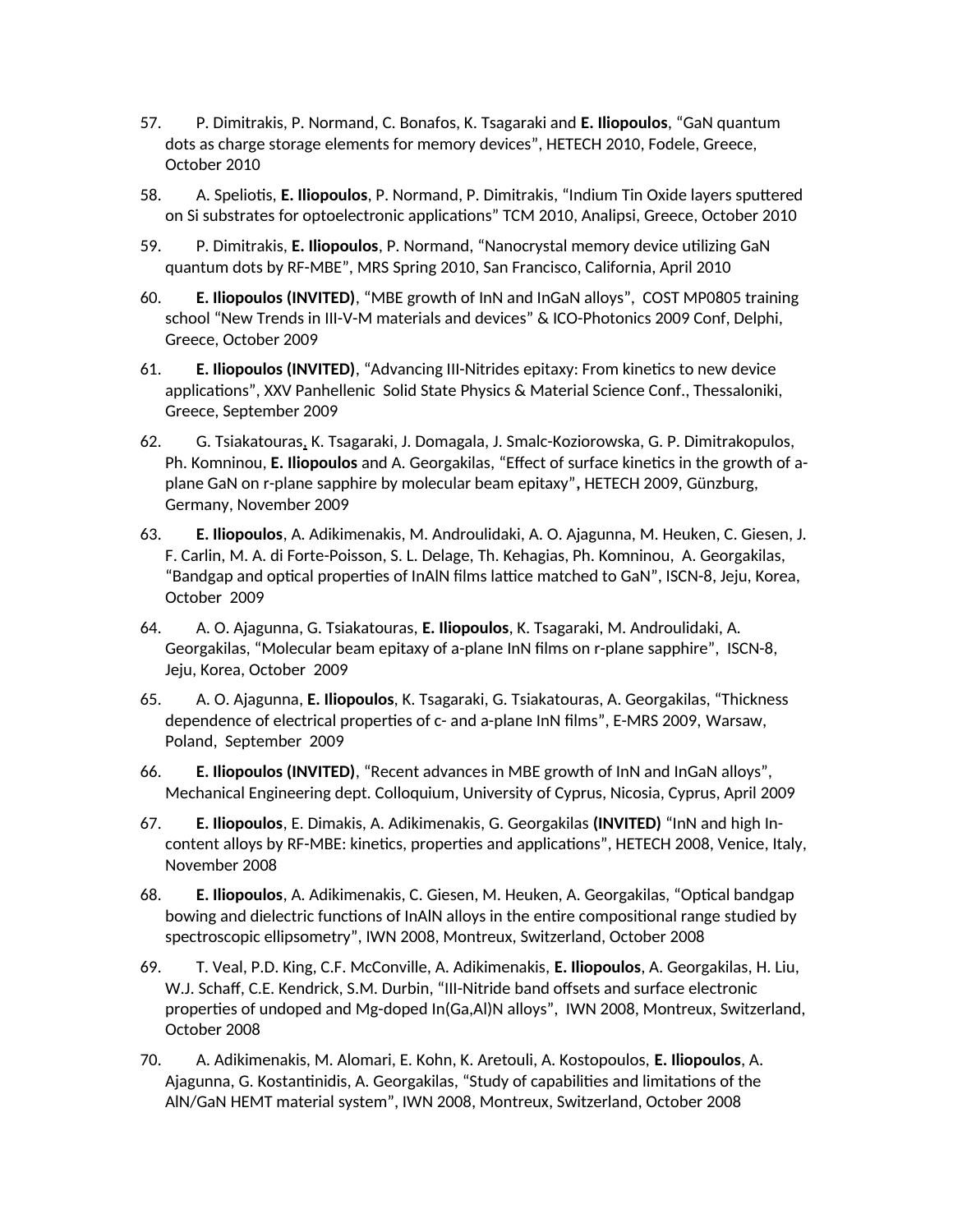57. P. Dimitrakis, P. Normand, C. Bonafos, K. Tsagaraki and **E. Iliopoulos**, “GaN quantum dots as charge storage elements for memory devices”, HETECH 2010, Fodele, Greece, October 2010

58. A. Speliotis, **E. Iliopoulos**, P. Normand, P. Dimitrakis, “Indium Tin Oxide layers sputtered on Si substrates for optoelectronic applications” TCM 2010, Analipsi, Greece, October 2010

59. P. Dimitrakis, **E. Iliopoulos**, P. Normand, “Nanocrystal memory device utilizing GaN quantum dots by RF-MBE”, MRS Spring 2010, San Francisco, California, April 2010

60. **E. Iliopoulos (INVITED)**, “MBE growth of InN and InGaN alloys”, COST MP0805 training school “New Trends in III-V-M materials and devices” & ICO-Photonics 2009 Conf, Delphi, Greece, October 2009

61. **E. Iliopoulos (INVITED)**, “Advancing III-Nitrides epitaxy: From kinetics to new device applications”, XXV Panhellenic Solid State Physics & Material Science Conf., Thessaloniki, Greece, September 2009

62. G. Tsiakatouras, K. Tsagaraki, J. Domagala, J. Smalc-Koziorowska, G. P. Dimitrakopulos, Ph. Komninou, **E. Iliopoulos** and A. Georgakilas, “Effect of surface kinetics in the growth of a-plane GaN on r-plane sapphire by molecular beam epitaxy”**,** HETECH 2009, Günzburg, Germany, November 2009

63. **E. Iliopoulos**, A. Adikimenakis, M. Androulidaki, A. O. Ajagunna, M. Heuken, C. Giesen, J. F. Carlin, M. A. di Forte-Poisson, S. L. Delage, Th. Kehagias, Ph. Komninou, A. Georgakilas, “Bandgap and optical properties of InAlN films lattice matched to GaN”, ISCN-8, Jeju, Korea, October 2009

64. A. O. Ajagunna, G. Tsiakatouras, **E. Iliopoulos**, K. Tsagaraki, M. Androulidaki, A. Georgakilas, “Molecular beam epitaxy of a-plane InN films on r-plane sapphire”, ISCN-8, Jeju, Korea, October 2009

65. A. O. Ajagunna, **E. Iliopoulos**, K. Tsagaraki, G. Tsiakatouras, A. Georgakilas, “Thickness dependence of electrical properties of c- and a-plane InN films”, E-MRS 2009, Warsaw, Poland, September 2009

66. **E. Iliopoulos (INVITED)**, “Recent advances in MBE growth of InN and InGaN alloys”, Mechanical Engineering dept. Colloquium, University of Cyprus, Nicosia, Cyprus, April 2009

67. **E. Iliopoulos**, E. Dimakis, A. Adikimenakis, G. Georgakilas **(INVITED)** “InN and high In-content alloys by RF-MBE: kinetics, properties and applications”, HETECH 2008, Venice, Italy, November 2008

68. **E. Iliopoulos**, A. Adikimenakis, C. Giesen, M. Heuken, A. Georgakilas, “Optical bandgap bowing and dielectric functions of InAlN alloys in the entire compositional range studied by spectroscopic ellipsometry”, IWN 2008, Montreux, Switzerland, October 2008

69. T. Veal, P.D. King, C.F. McConville, A. Adikimenakis, **E. Iliopoulos**, A. Georgakilas, H. Liu, W.J. Schaff, C.E. Kendrick, S.M. Durbin, “III-Nitride band offsets and surface electronic properties of undoped and Mg-doped In(Ga,Al)N alloys”, IWN 2008, Montreux, Switzerland, October 2008

70. A. Adikimenakis, M. Alomari, E. Kohn, K. Aretouli, A. Kostopoulos, **E. Iliopoulos**, A. Ajagunna, G. Kostantinidis, A. Georgakilas, “Study of capabilities and limitations of the AlN/GaN HEMT material system”, IWN 2008, Montreux, Switzerland, October 2008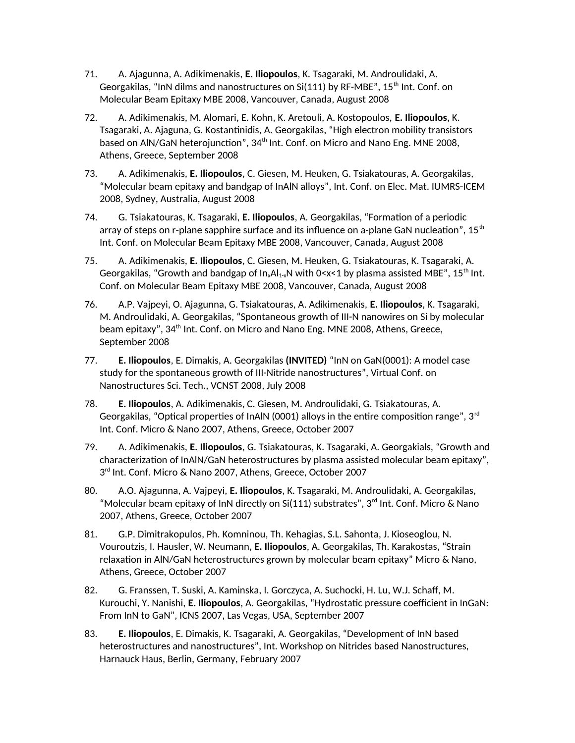71. A. Ajagunna, A. Adikimenakis, **E. Iliopoulos**, K. Tsagaraki, M. Androulidaki, A. Georgakilas, "InN dilms and nanostructures on Si(111) by RF-MBE", 15$^{th}$ Int. Conf. on Molecular Beam Epitaxy MBE 2008, Vancouver, Canada, August 2008

72. A. Adikimenakis, M. Alomari, E. Kohn, K. Aretouli, A. Kostopoulos, **E. Iliopoulos**, K. Tsagaraki, A. Ajaguna, G. Kostantinidis, A. Georgakilas, "High electron mobility transistors based on AlN/GaN heterojunction", 34$^{th}$ Int. Conf. on Micro and Nano Eng. MNE 2008, Athens, Greece, September 2008

73. A. Adikimenakis, **E. Iliopoulos**, C. Giesen, M. Heuken, G. Tsiakatouras, A. Georgakilas, "Molecular beam epitaxy and bandgap of InAlN alloys", Int. Conf. on Elec. Mat. IUMRS-ICEM 2008, Sydney, Australia, August 2008

74. G. Tsiakatouras, K. Tsagaraki, **E. Iliopoulos**, A. Georgakilas, "Formation of a periodic array of steps on r-plane sapphire surface and its influence on a-plane GaN nucleation", 15$^{th}$ Int. Conf. on Molecular Beam Epitaxy MBE 2008, Vancouver, Canada, August 2008

75. A. Adikimenakis, **E. Iliopoulos**, C. Giesen, M. Heuken, G. Tsiakatouras, K. Tsagaraki, A. Georgakilas, "Growth and bandgap of $In_xAl_{1-x}N$ with $0<x<1$ by plasma assisted MBE", 15$^{th}$ Int. Conf. on Molecular Beam Epitaxy MBE 2008, Vancouver, Canada, August 2008

76. A.P. Vajpeyi, O. Ajagunna, G. Tsiakatouras, A. Adikimenakis, **E. Iliopoulos**, K. Tsagaraki, M. Androulidaki, A. Georgakilas, "Spontaneous growth of III-N nanowires on Si by molecular beam epitaxy", 34$^{th}$ Int. Conf. on Micro and Nano Eng. MNE 2008, Athens, Greece, September 2008

77. **E. Iliopoulos**, E. Dimakis, A. Georgakilas **(INVITED)** "InN on GaN(0001): A model case study for the spontaneous growth of III-Nitride nanostructures", Virtual Conf. on Nanostructures Sci. Tech., VCNST 2008, July 2008

78. **E. Iliopoulos**, A. Adikimenakis, C. Giesen, M. Androulidaki, G. Tsiakatouras, A. Georgakilas, "Optical properties of InAlN (0001) alloys in the entire composition range", 3$^{rd}$ Int. Conf. Micro & Nano 2007, Athens, Greece, October 2007

79. A. Adikimenakis, **E. Iliopoulos**, G. Tsiakatouras, K. Tsagaraki, A. Georgakials, "Growth and characterization of InAlN/GaN heterostructures by plasma assisted molecular beam epitaxy", 3$^{rd}$ Int. Conf. Micro & Nano 2007, Athens, Greece, October 2007

80. A.O. Ajagunna, A. Vajpeyi, **E. Iliopoulos**, K. Tsagaraki, M. Androulidaki, A. Georgakilas, "Molecular beam epitaxy of InN directly on Si(111) substrates", 3$^{rd}$ Int. Conf. Micro & Nano 2007, Athens, Greece, October 2007

81. G.P. Dimitrakopulos, Ph. Komninou, Th. Kehagias, S.L. Sahonta, J. Kioseoglou, N. Vouroutzis, I. Hausler, W. Neumann, **E. Iliopoulos**, A. Georgakilas, Th. Karakostas, "Strain relaxation in AlN/GaN heterostructures grown by molecular beam epitaxy" Micro & Nano, Athens, Greece, October 2007

82. G. Franssen, T. Suski, A. Kaminska, I. Gorczyca, A. Suchocki, H. Lu, W.J. Schaff, M. Kurouchi, Y. Nanishi, **E. Iliopoulos**, A. Georgakilas, "Hydrostatic pressure coefficient in InGaN: From InN to GaN", ICNS 2007, Las Vegas, USA, September 2007

83. **E. Iliopoulos**, E. Dimakis, K. Tsagaraki, A. Georgakilas, "Development of InN based heterostructures and nanostructures", Int. Workshop on Nitrides based Nanostructures, Harnauck Haus, Berlin, Germany, February 2007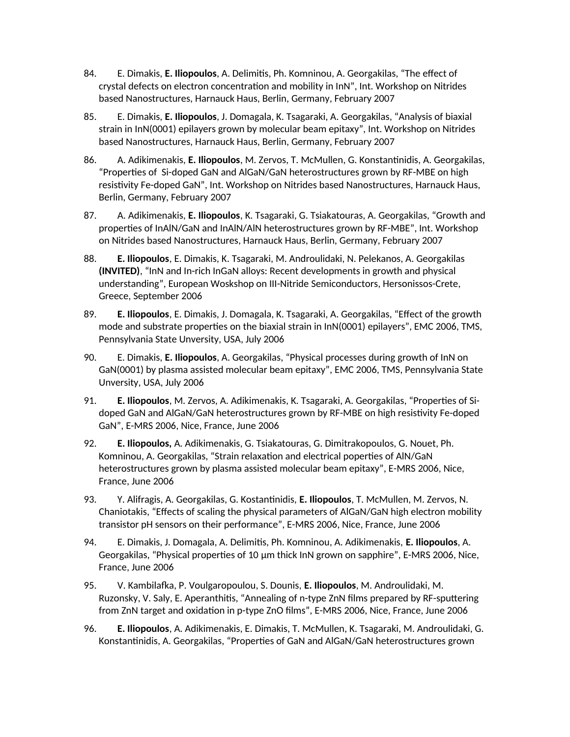84. E. Dimakis, **E. Iliopoulos**, A. Delimitis, Ph. Komninou, A. Georgakilas, "The effect of crystal defects on electron concentration and mobility in InN", Int. Workshop on Nitrides based Nanostructures, Harnauck Haus, Berlin, Germany, February 2007

85. E. Dimakis, **E. Iliopoulos**, J. Domagala, K. Tsagaraki, A. Georgakilas, "Analysis of biaxial strain in InN(0001) epilayers grown by molecular beam epitaxy", Int. Workshop on Nitrides based Nanostructures, Harnauck Haus, Berlin, Germany, February 2007

86. A. Adikimenakis, **E. Iliopoulos**, M. Zervos, T. McMullen, G. Konstantinidis, A. Georgakilas, "Properties of Si-doped GaN and AlGaN/GaN heterostructures grown by RF-MBE on high resistivity Fe-doped GaN", Int. Workshop on Nitrides based Nanostructures, Harnauck Haus, Berlin, Germany, February 2007

87. A. Adikimenakis, **E. Iliopoulos**, K. Tsagaraki, G. Tsiakatouras, A. Georgakilas, "Growth and properties of InAlN/GaN and InAlN/AlN heterostructures grown by RF-MBE", Int. Workshop on Nitrides based Nanostructures, Harnauck Haus, Berlin, Germany, February 2007

88. **E. Iliopoulos**, E. Dimakis, K. Tsagaraki, M. Androulidaki, N. Pelekanos, A. Georgakilas **(INVITED)**, "InN and In-rich InGaN alloys: Recent developments in growth and physical understanding", European Woskshop on III-Nitride Semiconductors, Hersonissos-Crete, Greece, September 2006

89. **E. Iliopoulos**, E. Dimakis, J. Domagala, K. Tsagaraki, A. Georgakilas, "Effect of the growth mode and substrate properties on the biaxial strain in InN(0001) epilayers", EMC 2006, TMS, Pennsylvania State Unversity, USA, July 2006

90. E. Dimakis, **E. Iliopoulos**, A. Georgakilas, "Physical processes during growth of InN on GaN(0001) by plasma assisted molecular beam epitaxy", EMC 2006, TMS, Pennsylvania State Unversity, USA, July 2006

91. **E. Iliopoulos**, M. Zervos, A. Adikimenakis, K. Tsagaraki, A. Georgakilas, "Properties of Si-doped GaN and AlGaN/GaN heterostructures grown by RF-MBE on high resistivity Fe-doped GaN", E-MRS 2006, Nice, France, June 2006

92. **E. Iliopoulos,** A. Adikimenakis, G. Tsiakatouras, G. Dimitrakopoulos, G. Nouet, Ph. Komninou, A. Georgakilas, "Strain relaxation and electrical poperties of AlN/GaN heterostructures grown by plasma assisted molecular beam epitaxy", E-MRS 2006, Nice, France, June 2006

93. Y. Alifragis, A. Georgakilas, G. Kostantinidis, **E. Iliopoulos**, T. McMullen, M. Zervos, N. Chaniotakis, "Effects of scaling the physical parameters of AlGaN/GaN high electron mobility transistor pH sensors on their performance", E-MRS 2006, Nice, France, June 2006

94. E. Dimakis, J. Domagala, A. Delimitis, Ph. Komninou, A. Adikimenakis, **E. Iliopoulos**, A. Georgakilas, "Physical properties of 10 μm thick InN grown on sapphire", E-MRS 2006, Nice, France, June 2006

95. V. Kambilafka, P. Voulgaropoulou, S. Dounis, **E. Iliopoulos**, M. Androulidaki, M. Ruzonsky, V. Saly, E. Aperanthitis, "Annealing of n-type ZnN films prepared by RF-sputtering from ZnN target and oxidation in p-type ZnO films", E-MRS 2006, Nice, France, June 2006

96. **E. Iliopoulos**, A. Adikimenakis, E. Dimakis, T. McMullen, K. Tsagaraki, M. Androulidaki, G. Konstantinidis, A. Georgakilas, "Properties of GaN and AlGaN/GaN heterostructures grown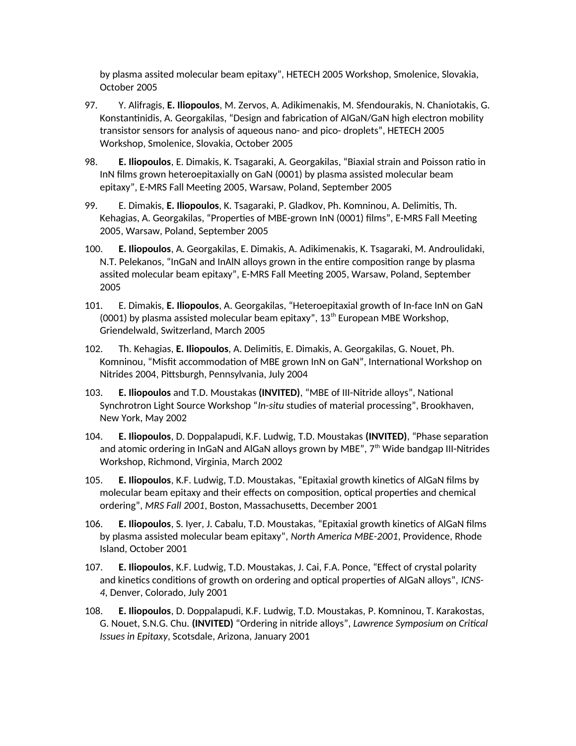by plasma assited molecular beam epitaxy", HETECH 2005 Workshop, Smolenice, Slovakia, October 2005

97. Y. Alifragis, **E. Iliopoulos**, M. Zervos, A. Adikimenakis, M. Sfendourakis, N. Chaniotakis, G. Konstantinidis, A. Georgakilas, "Design and fabrication of AlGaN/GaN high electron mobility transistor sensors for analysis of aqueous nano- and pico- droplets", HETECH 2005 Workshop, Smolenice, Slovakia, October 2005

98. **E. Iliopoulos**, E. Dimakis, K. Tsagaraki, A. Georgakilas, "Biaxial strain and Poisson ratio in InN films grown heteroepitaxially on GaN (0001) by plasma assisted molecular beam epitaxy", E-MRS Fall Meeting 2005, Warsaw, Poland, September 2005

99. E. Dimakis, **E. Iliopoulos**, K. Tsagaraki, P. Gladkov, Ph. Komninou, A. Delimitis, Th. Kehagias, A. Georgakilas, "Properties of MBE-grown InN (0001) films", E-MRS Fall Meeting 2005, Warsaw, Poland, September 2005

100. **E. Iliopoulos**, A. Georgakilas, E. Dimakis, A. Adikimenakis, K. Tsagaraki, M. Androulidaki, N.T. Pelekanos, "InGaN and InAlN alloys grown in the entire composition range by plasma assited molecular beam epitaxy", E-MRS Fall Meeting 2005, Warsaw, Poland, September 2005

101. E. Dimakis, **E. Iliopoulos**, A. Georgakilas, "Heteroepitaxial growth of In-face InN on GaN (0001) by plasma assisted molecular beam epitaxy", 13th European MBE Workshop, Griendelwald, Switzerland, March 2005

102. Th. Kehagias, **E. Iliopoulos**, A. Delimitis, E. Dimakis, A. Georgakilas, G. Nouet, Ph. Komninou, "Misfit accommodation of MBE grown InN on GaN", International Workshop on Nitrides 2004, Pittsburgh, Pennsylvania, July 2004

103. **E. Iliopoulos** and T.D. Moustakas **(INVITED)**, "MBE of III-Nitride alloys", National Synchrotron Light Source Workshop "*In-situ* studies of material processing", Brookhaven, New York, May 2002

104. **E. Iliopoulos**, D. Doppalapudi, K.F. Ludwig, T.D. Moustakas **(INVITED)**, "Phase separation and atomic ordering in InGaN and AlGaN alloys grown by MBE", 7th Wide bandgap III-Nitrides Workshop, Richmond, Virginia, March 2002

105. **E. Iliopoulos**, K.F. Ludwig, T.D. Moustakas, "Epitaxial growth kinetics of AlGaN films by molecular beam epitaxy and their effects on composition, optical properties and chemical ordering", *MRS Fall 2001*, Boston, Massachusetts, December 2001

106. **E. Iliopoulos**, S. Iyer, J. Cabalu, T.D. Moustakas, "Epitaxial growth kinetics of AlGaN films by plasma assisted molecular beam epitaxy", *North America MBE-2001*, Providence, Rhode Island, October 2001

107. **E. Iliopoulos**, K.F. Ludwig, T.D. Moustakas, J. Cai, F.A. Ponce, "Effect of crystal polarity and kinetics conditions of growth on ordering and optical properties of AlGaN alloys", *ICNS-4*, Denver, Colorado, July 2001

108. **E. Iliopoulos**, D. Doppalapudi, K.F. Ludwig, T.D. Moustakas, P. Komninou, T. Karakostas, G. Nouet, S.N.G. Chu. **(INVITED)** "Ordering in nitride alloys", *Lawrence Symposium on Critical Issues in Epitaxy*, Scotsdale, Arizona, January 2001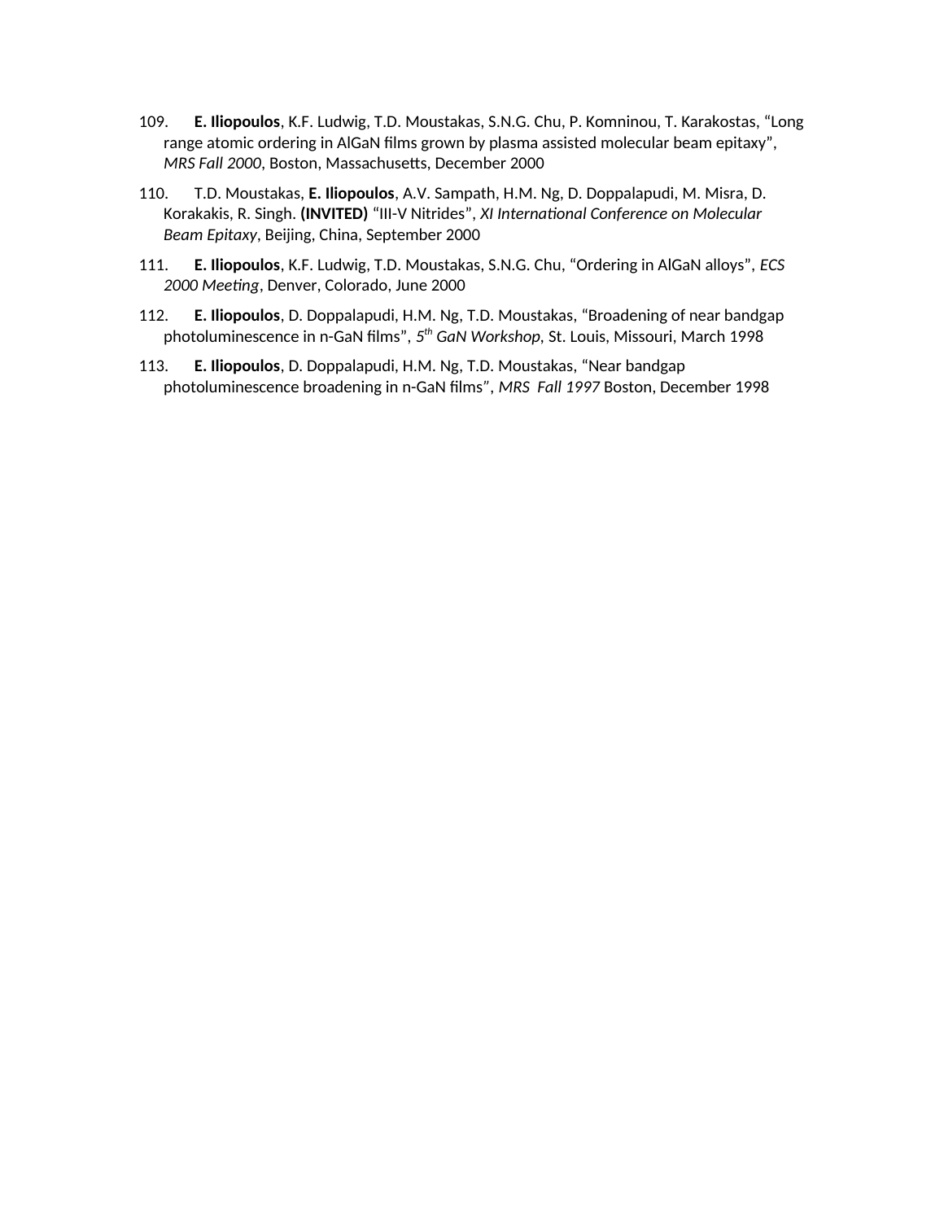109. **E. Iliopoulos**, K.F. Ludwig, T.D. Moustakas, S.N.G. Chu, P. Komninou, T. Karakostas, “Long range atomic ordering in AlGaN films grown by plasma assisted molecular beam epitaxy”, *MRS Fall 2000*, Boston, Massachusetts, December 2000

110. T.D. Moustakas, **E. Iliopoulos**, A.V. Sampath, H.M. Ng, D. Doppalapudi, M. Misra, D. Korakakis, R. Singh. **(INVITED)** “III-V Nitrides”, *XI International Conference on Molecular Beam Epitaxy*, Beijing, China, September 2000

111. **E. Iliopoulos**, K.F. Ludwig, T.D. Moustakas, S.N.G. Chu, “Ordering in AlGaN alloys”, *ECS 2000 Meeting*, Denver, Colorado, June 2000

112. **E. Iliopoulos**, D. Doppalapudi, H.M. Ng, T.D. Moustakas, “Broadening of near bandgap photoluminescence in n-GaN films”, *5th GaN Workshop*, St. Louis, Missouri, March 1998

113. **E. Iliopoulos**, D. Doppalapudi, H.M. Ng, T.D. Moustakas, “Near bandgap photoluminescence broadening in n-GaN films”, *MRS Fall 1997* Boston, December 1998